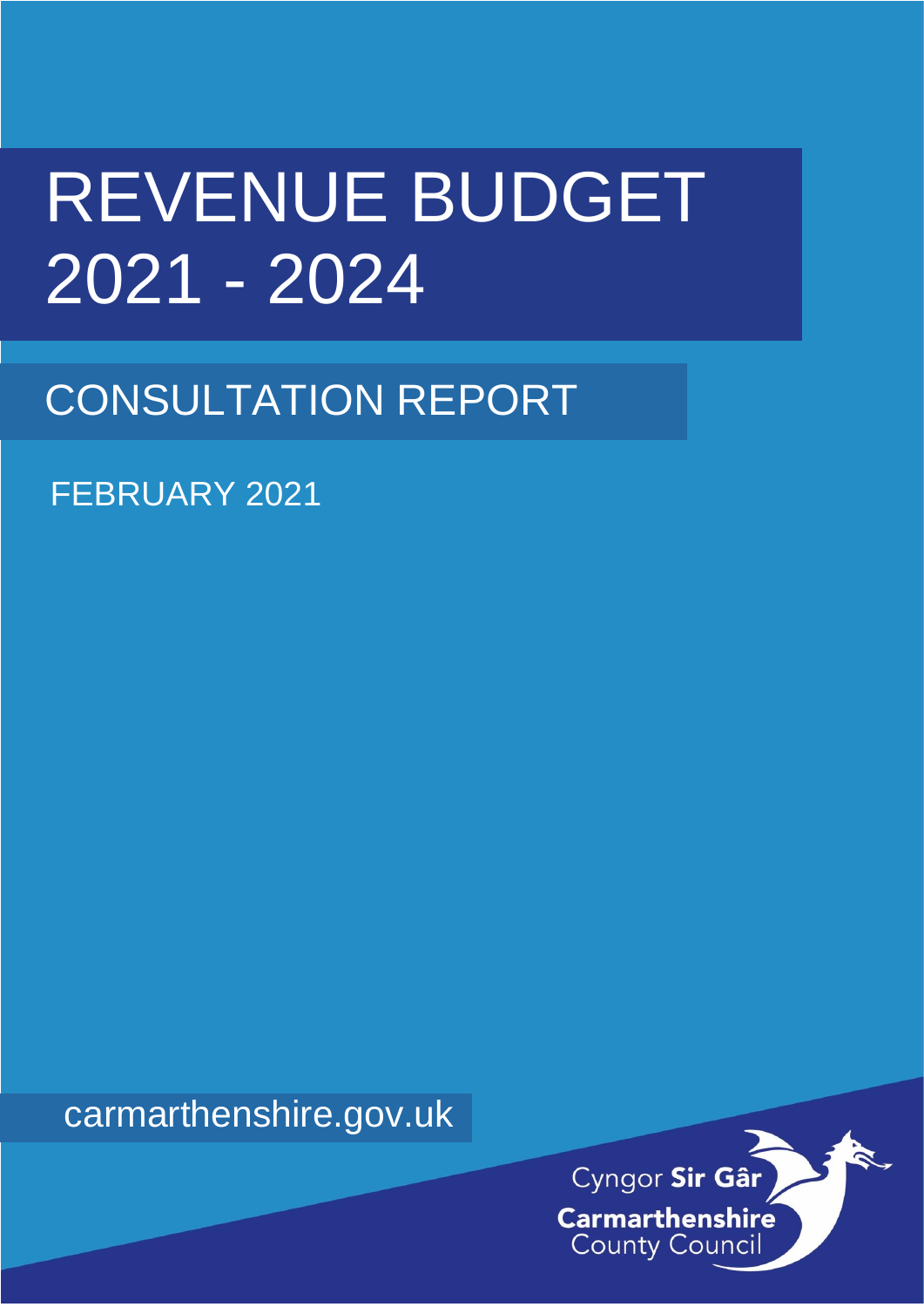# REVENUE BUDGET 2021 - 2024

## CONSULTATION REPORT

FEBRUARY 2021

carmarthenshire.gov.uk

Cyngor **Sir Gâr**
**Carmarthenshire**
County Council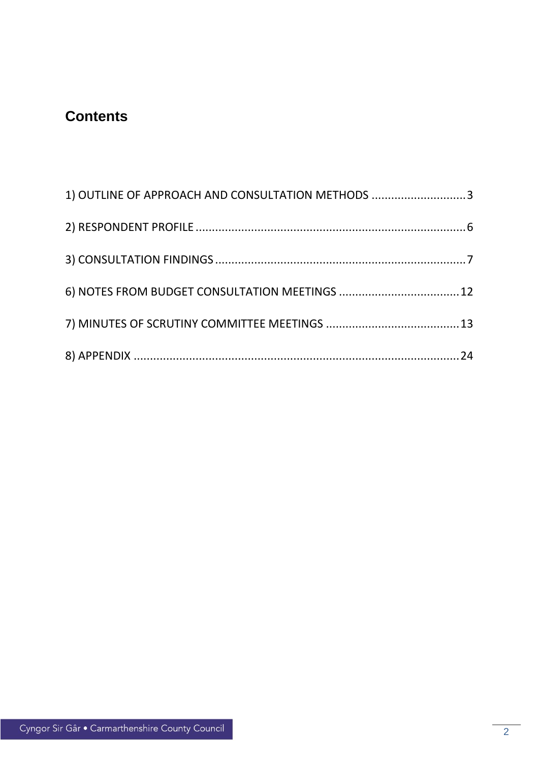# Contents

1) OUTLINE OF APPROACH AND CONSULTATION METHODS ............................. 3

2) RESPONDENT PROFILE ................................................................................... 6

3) CONSULTATION FINDINGS ............................................................................ 7

6) NOTES FROM BUDGET CONSULTATION MEETINGS ..................................... 12

7) MINUTES OF SCRUTINY COMMITTEE MEETINGS ......................................... 13

8) APPENDIX ...................................................................................................... 24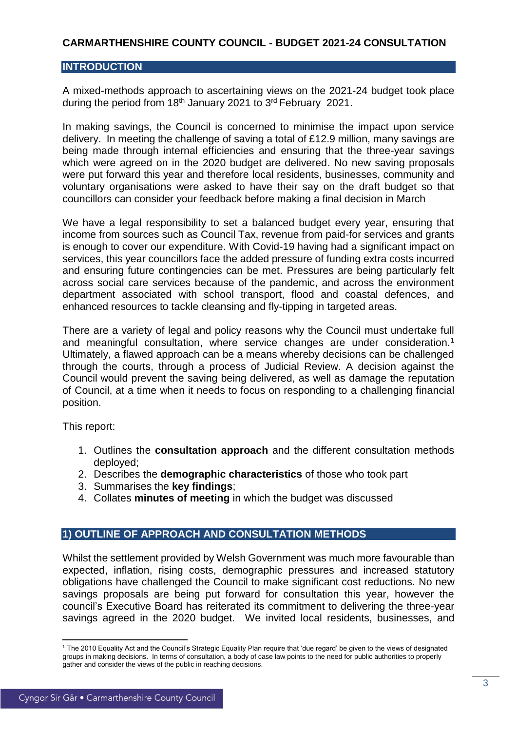# CARMARTHENSHIRE COUNTY COUNCIL - BUDGET 2021-24 CONSULTATION

## INTRODUCTION

A mixed-methods approach to ascertaining views on the 2021-24 budget took place during the period from 18th January 2021 to 3rd February 2021.

In making savings, the Council is concerned to minimise the impact upon service delivery. In meeting the challenge of saving a total of £12.9 million, many savings are being made through internal efficiencies and ensuring that the three-year savings which were agreed on in the 2020 budget are delivered. No new saving proposals were put forward this year and therefore local residents, businesses, community and voluntary organisations were asked to have their say on the draft budget so that councillors can consider your feedback before making a final decision in March

We have a legal responsibility to set a balanced budget every year, ensuring that income from sources such as Council Tax, revenue from paid-for services and grants is enough to cover our expenditure. With Covid-19 having had a significant impact on services, this year councillors face the added pressure of funding extra costs incurred and ensuring future contingencies can be met. Pressures are being particularly felt across social care services because of the pandemic, and across the environment department associated with school transport, flood and coastal defences, and enhanced resources to tackle cleansing and fly-tipping in targeted areas.

There are a variety of legal and policy reasons why the Council must undertake full and meaningful consultation, where service changes are under consideration.[1] Ultimately, a flawed approach can be a means whereby decisions can be challenged through the courts, through a process of Judicial Review. A decision against the Council would prevent the saving being delivered, as well as damage the reputation of Council, at a time when it needs to focus on responding to a challenging financial position.

This report:

1. Outlines the **consultation approach** and the different consultation methods deployed;
2. Describes the **demographic characteristics** of those who took part
3. Summarises the **key findings**;
4. Collates **minutes of meeting** in which the budget was discussed

## 1) OUTLINE OF APPROACH AND CONSULTATION METHODS

Whilst the settlement provided by Welsh Government was much more favourable than expected, inflation, rising costs, demographic pressures and increased statutory obligations have challenged the Council to make significant cost reductions. No new savings proposals are being put forward for consultation this year, however the council's Executive Board has reiterated its commitment to delivering the three-year savings agreed in the 2020 budget. We invited local residents, businesses, and

[1] The 2010 Equality Act and the Council's Strategic Equality Plan require that 'due regard' be given to the views of designated groups in making decisions. In terms of consultation, a body of case law points to the need for public authorities to properly gather and consider the views of the public in reaching decisions.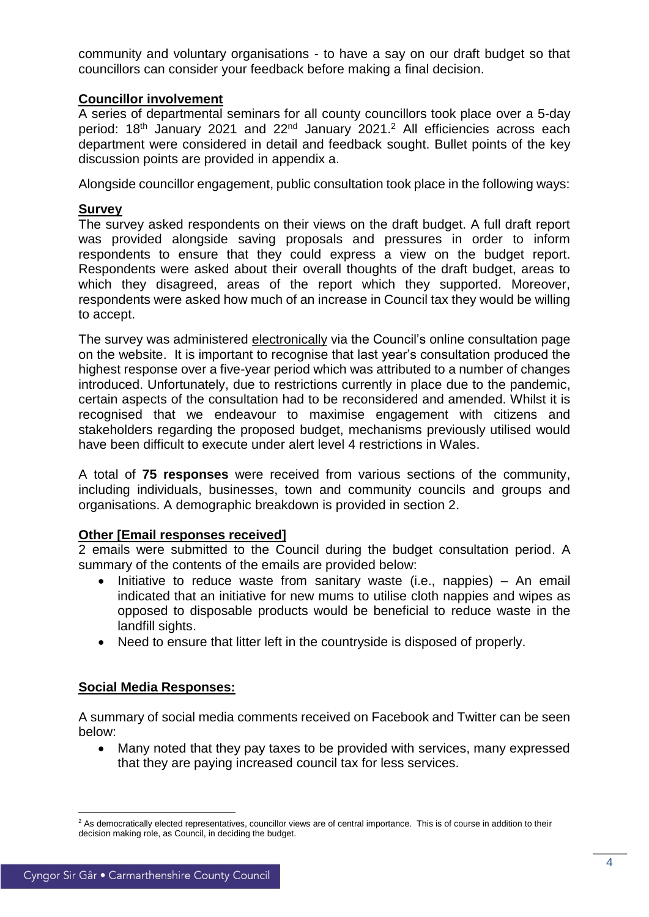community and voluntary organisations - to have a say on our draft budget so that councillors can consider your feedback before making a final decision.

**Councillor involvement**

A series of departmental seminars for all county councillors took place over a 5-day period: 18th January 2021 and 22nd January 2021.[2] All efficiencies across each department were considered in detail and feedback sought. Bullet points of the key discussion points are provided in appendix a.

Alongside councillor engagement, public consultation took place in the following ways:

**Survey**

The survey asked respondents on their views on the draft budget. A full draft report was provided alongside saving proposals and pressures in order to inform respondents to ensure that they could express a view on the budget report. Respondents were asked about their overall thoughts of the draft budget, areas to which they disagreed, areas of the report which they supported. Moreover, respondents were asked how much of an increase in Council tax they would be willing to accept.

The survey was administered electronically via the Council's online consultation page on the website. It is important to recognise that last year's consultation produced the highest response over a five-year period which was attributed to a number of changes introduced. Unfortunately, due to restrictions currently in place due to the pandemic, certain aspects of the consultation had to be reconsidered and amended. Whilst it is recognised that we endeavour to maximise engagement with citizens and stakeholders regarding the proposed budget, mechanisms previously utilised would have been difficult to execute under alert level 4 restrictions in Wales.

A total of **75 responses** were received from various sections of the community, including individuals, businesses, town and community councils and groups and organisations. A demographic breakdown is provided in section 2.

**Other [Email responses received]**

2 emails were submitted to the Council during the budget consultation period. A summary of the contents of the emails are provided below:

- Initiative to reduce waste from sanitary waste (i.e., nappies) – An email indicated that an initiative for new mums to utilise cloth nappies and wipes as opposed to disposable products would be beneficial to reduce waste in the landfill sights.
- Need to ensure that litter left in the countryside is disposed of properly.

**Social Media Responses:**

A summary of social media comments received on Facebook and Twitter can be seen below:

- Many noted that they pay taxes to be provided with services, many expressed that they are paying increased council tax for less services.

[2] As democratically elected representatives, councillor views are of central importance. This is of course in addition to their decision making role, as Council, in deciding the budget.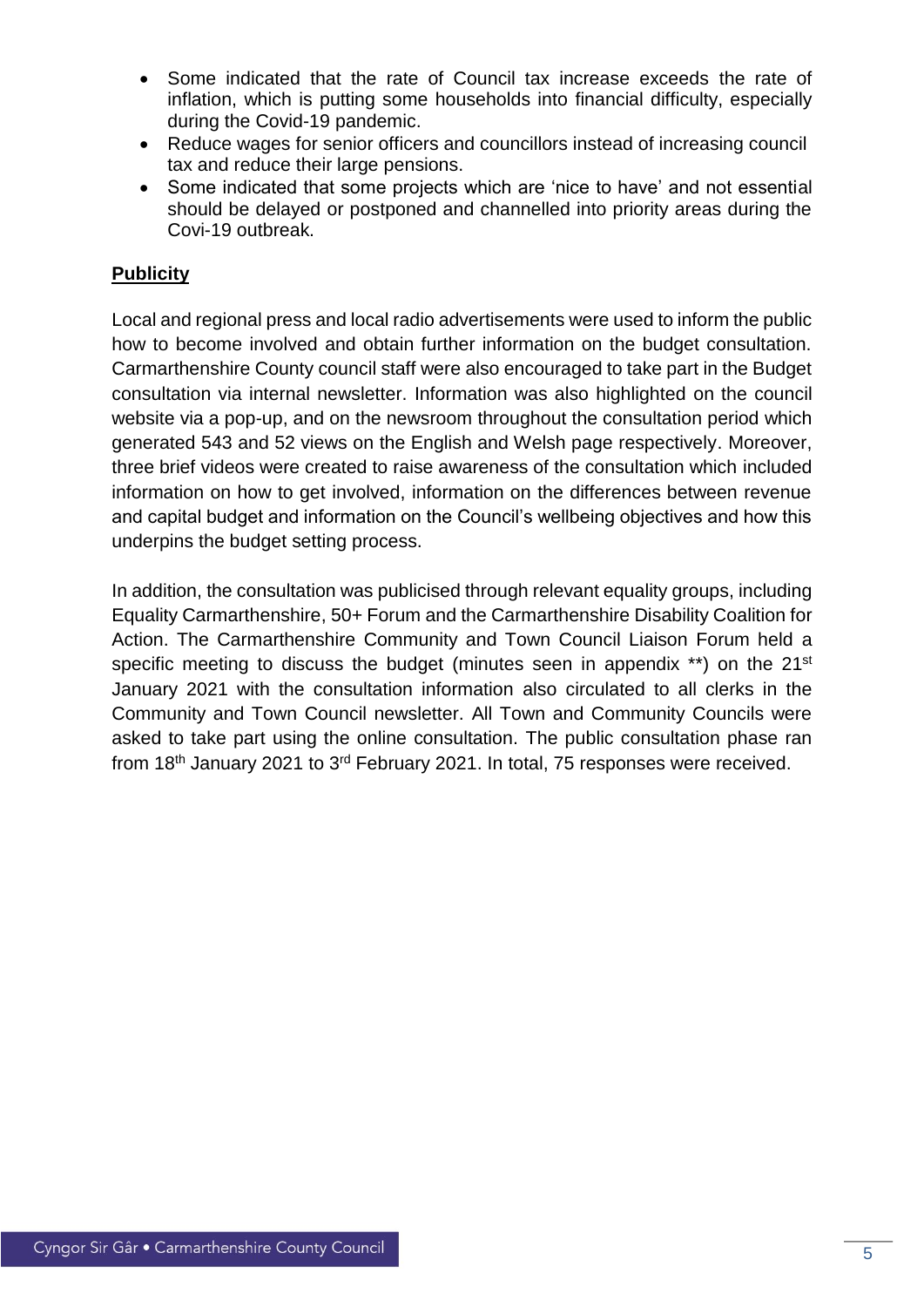- Some indicated that the rate of Council tax increase exceeds the rate of inflation, which is putting some households into financial difficulty, especially during the Covid-19 pandemic.
- Reduce wages for senior officers and councillors instead of increasing council tax and reduce their large pensions.
- Some indicated that some projects which are 'nice to have' and not essential should be delayed or postponed and channelled into priority areas during the Covi-19 outbreak.

**Publicity**

Local and regional press and local radio advertisements were used to inform the public how to become involved and obtain further information on the budget consultation. Carmarthenshire County council staff were also encouraged to take part in the Budget consultation via internal newsletter. Information was also highlighted on the council website via a pop-up, and on the newsroom throughout the consultation period which generated 543 and 52 views on the English and Welsh page respectively. Moreover, three brief videos were created to raise awareness of the consultation which included information on how to get involved, information on the differences between revenue and capital budget and information on the Council's wellbeing objectives and how this underpins the budget setting process.

In addition, the consultation was publicised through relevant equality groups, including Equality Carmarthenshire, 50+ Forum and the Carmarthenshire Disability Coalition for Action. The Carmarthenshire Community and Town Council Liaison Forum held a specific meeting to discuss the budget (minutes seen in appendix **) on the 21st January 2021 with the consultation information also circulated to all clerks in the Community and Town Council newsletter. All Town and Community Councils were asked to take part using the online consultation. The public consultation phase ran from 18th January 2021 to 3rd February 2021. In total, 75 responses were received.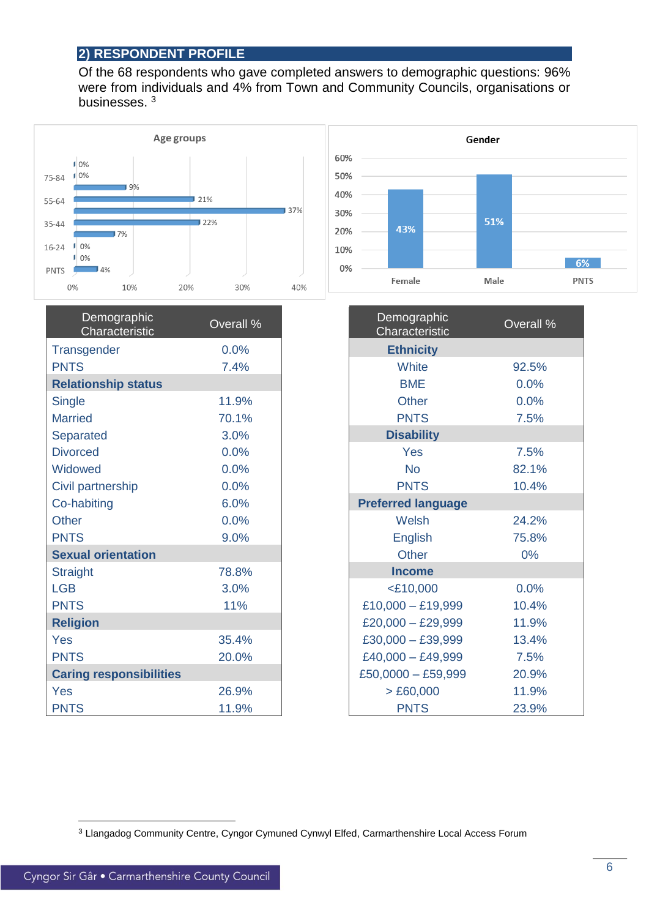## 2) RESPONDENT PROFILE

Of the 68 respondents who gave completed answers to demographic questions: 96% were from individuals and 4% from Town and Community Councils, organisations or businesses. [3]

**Age groups**

| Age group | % |
|---|---|
| 75-84 | 0% |
| | 0% |
| | 9% |
| 55-64 | 21% |
| | 37% |
| 35-44 | 22% |
| | 7% |
| 16-24 | 0% |
| | 0% |
| PNTS | 4% |

**Gender**

| Gender | % |
|---|---|
| Female | 43% |
| Male | 51% |
| PNTS | 6% |

| Demographic Characteristic | Overall % |
|---|---|
| Transgender | 0.0% |
| PNTS | 7.4% |
| **Relationship status** | |
| Single | 11.9% |
| Married | 70.1% |
| Separated | 3.0% |
| Divorced | 0.0% |
| Widowed | 0.0% |
| Civil partnership | 0.0% |
| Co-habiting | 6.0% |
| Other | 0.0% |
| PNTS | 9.0% |
| **Sexual orientation** | |
| Straight | 78.8% |
| LGB | 3.0% |
| PNTS | 11% |
| **Religion** | |
| Yes | 35.4% |
| PNTS | 20.0% |
| **Caring responsibilities** | |
| Yes | 26.9% |
| PNTS | 11.9% |

| Demographic Characteristic | Overall % |
|---|---|
| **Ethnicity** | |
| White | 92.5% |
| BME | 0.0% |
| Other | 0.0% |
| PNTS | 7.5% |
| **Disability** | |
| Yes | 7.5% |
| No | 82.1% |
| PNTS | 10.4% |
| **Preferred language** | |
| Welsh | 24.2% |
| English | 75.8% |
| Other | 0% |
| **Income** | |
| <£10,000 | 0.0% |
| £10,000 – £19,999 | 10.4% |
| £20,000 – £29,999 | 11.9% |
| £30,000 – £39,999 | 13.4% |
| £40,000 – £49,999 | 7.5% |
| £50,0000 – £59,999 | 20.9% |
| > £60,000 | 11.9% |
| PNTS | 23.9% |

[3] Llangadog Community Centre, Cyngor Cymuned Cynwyl Elfed, Carmarthenshire Local Access Forum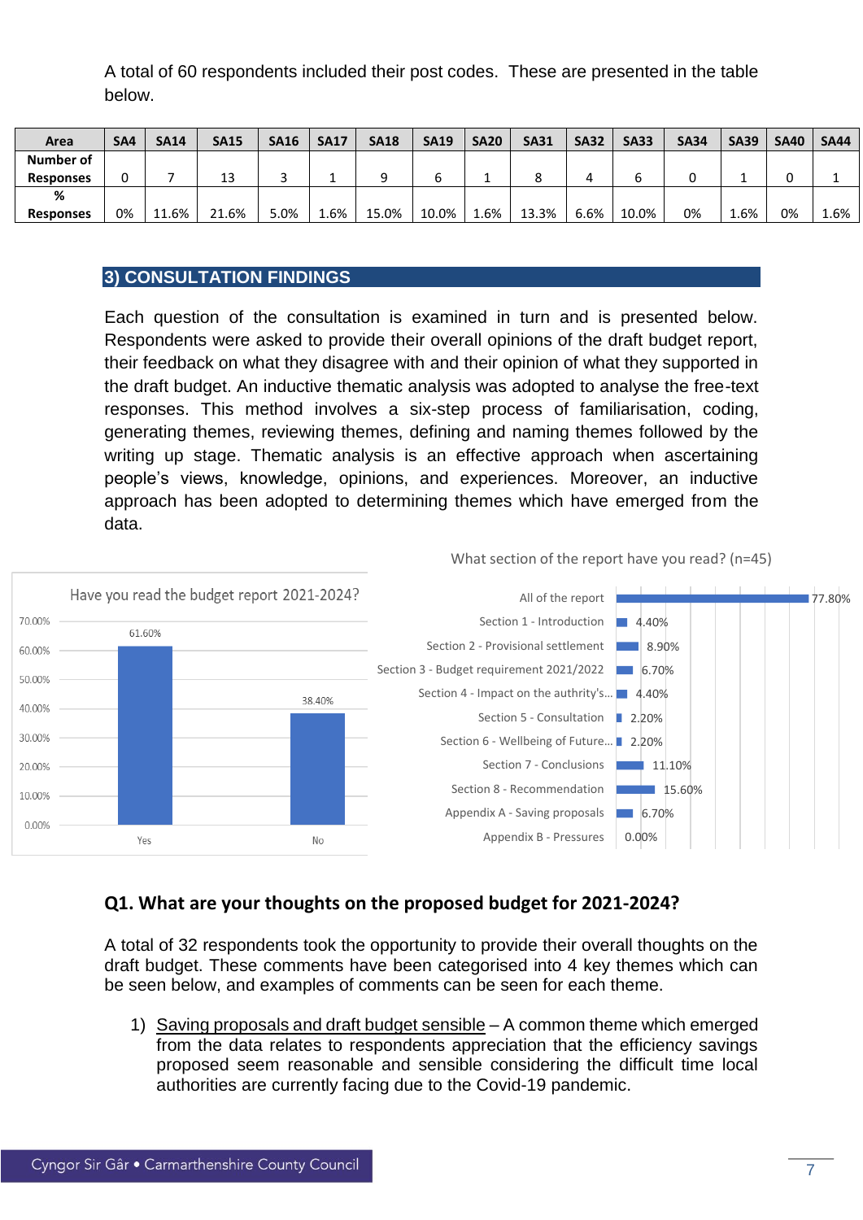A total of 60 respondents included their post codes. These are presented in the table below.

| Area | SA4 | SA14 | SA15 | SA16 | SA17 | SA18 | SA19 | SA20 | SA31 | SA32 | SA33 | SA34 | SA39 | SA40 | SA44 |
|---|---|---|---|---|---|---|---|---|---|---|---|---|---|---|---|
| Number of Responses | 0 | 7 | 13 | 3 | 1 | 9 | 6 | 1 | 8 | 4 | 6 | 0 | 1 | 0 | 1 |
| % Responses | 0% | 11.6% | 21.6% | 5.0% | 1.6% | 15.0% | 10.0% | 1.6% | 13.3% | 6.6% | 10.0% | 0% | 1.6% | 0% | 1.6% |

## 3) CONSULTATION FINDINGS

Each question of the consultation is examined in turn and is presented below. Respondents were asked to provide their overall opinions of the draft budget report, their feedback on what they disagree with and their opinion of what they supported in the draft budget. An inductive thematic analysis was adopted to analyse the free-text responses. This method involves a six-step process of familiarisation, coding, generating themes, reviewing themes, defining and naming themes followed by the writing up stage. Thematic analysis is an effective approach when ascertaining people's views, knowledge, opinions, and experiences. Moreover, an inductive approach has been adopted to determining themes which have emerged from the data.

Have you read the budget report 2021-2024?

| Response | % |
|---|---|
| Yes | 61.60% |
| No | 38.40% |

What section of the report have you read? (n=45)

| Section | % |
|---|---|
| All of the report | 77.80% |
| Section 1 - Introduction | 4.40% |
| Section 2 - Provisional settlement | 8.90% |
| Section 3 - Budget requirement 2021/2022 | 6.70% |
| Section 4 - Impact on the authrity's... | 4.40% |
| Section 5 - Consultation | 2.20% |
| Section 6 - Wellbeing of Future... | 2.20% |
| Section 7 - Conclusions | 11.10% |
| Section 8 - Recommendation | 15.60% |
| Appendix A - Saving proposals | 6.70% |
| Appendix B - Pressures | 0.00% |

### Q1. What are your thoughts on the proposed budget for 2021-2024?

A total of 32 respondents took the opportunity to provide their overall thoughts on the draft budget. These comments have been categorised into 4 key themes which can be seen below, and examples of comments can be seen for each theme.

1) Saving proposals and draft budget sensible – A common theme which emerged from the data relates to respondents appreciation that the efficiency savings proposed seem reasonable and sensible considering the difficult time local authorities are currently facing due to the Covid-19 pandemic.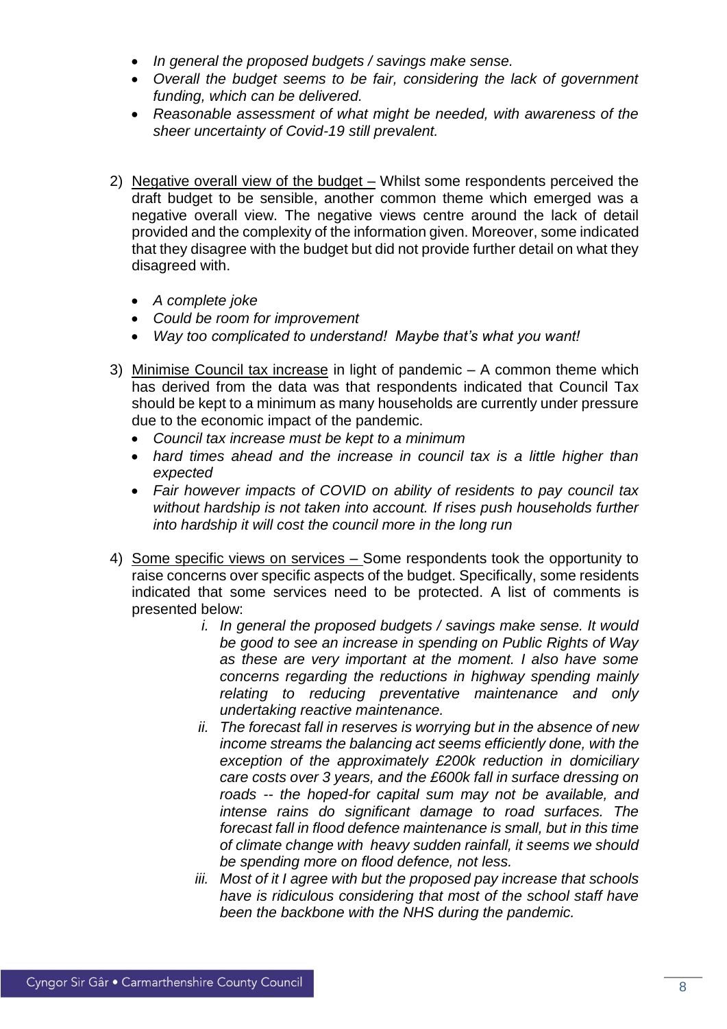- *In general the proposed budgets / savings make sense.*
- *Overall the budget seems to be fair, considering the lack of government funding, which can be delivered.*
- *Reasonable assessment of what might be needed, with awareness of the sheer uncertainty of Covid-19 still prevalent.*

2) Negative overall view of the budget – Whilst some respondents perceived the draft budget to be sensible, another common theme which emerged was a negative overall view. The negative views centre around the lack of detail provided and the complexity of the information given. Moreover, some indicated that they disagree with the budget but did not provide further detail on what they disagreed with.

    - *A complete joke*
    - *Could be room for improvement*
    - *Way too complicated to understand! Maybe that's what you want!*

3) Minimise Council tax increase in light of pandemic – A common theme which has derived from the data was that respondents indicated that Council Tax should be kept to a minimum as many households are currently under pressure due to the economic impact of the pandemic.

    - *Council tax increase must be kept to a minimum*
    - *hard times ahead and the increase in council tax is a little higher than expected*
    - *Fair however impacts of COVID on ability of residents to pay council tax without hardship is not taken into account. If rises push households further into hardship it will cost the council more in the long run*

4) Some specific views on services – Some respondents took the opportunity to raise concerns over specific aspects of the budget. Specifically, some residents indicated that some services need to be protected. A list of comments is presented below:

    i. *In general the proposed budgets / savings make sense. It would be good to see an increase in spending on Public Rights of Way as these are very important at the moment. I also have some concerns regarding the reductions in highway spending mainly relating to reducing preventative maintenance and only undertaking reactive maintenance.*

    ii. *The forecast fall in reserves is worrying but in the absence of new income streams the balancing act seems efficiently done, with the exception of the approximately £200k reduction in domiciliary care costs over 3 years, and the £600k fall in surface dressing on roads -- the hoped-for capital sum may not be available, and intense rains do significant damage to road surfaces. The forecast fall in flood defence maintenance is small, but in this time of climate change with heavy sudden rainfall, it seems we should be spending more on flood defence, not less.*

    iii. *Most of it I agree with but the proposed pay increase that schools have is ridiculous considering that most of the school staff have been the backbone with the NHS during the pandemic.*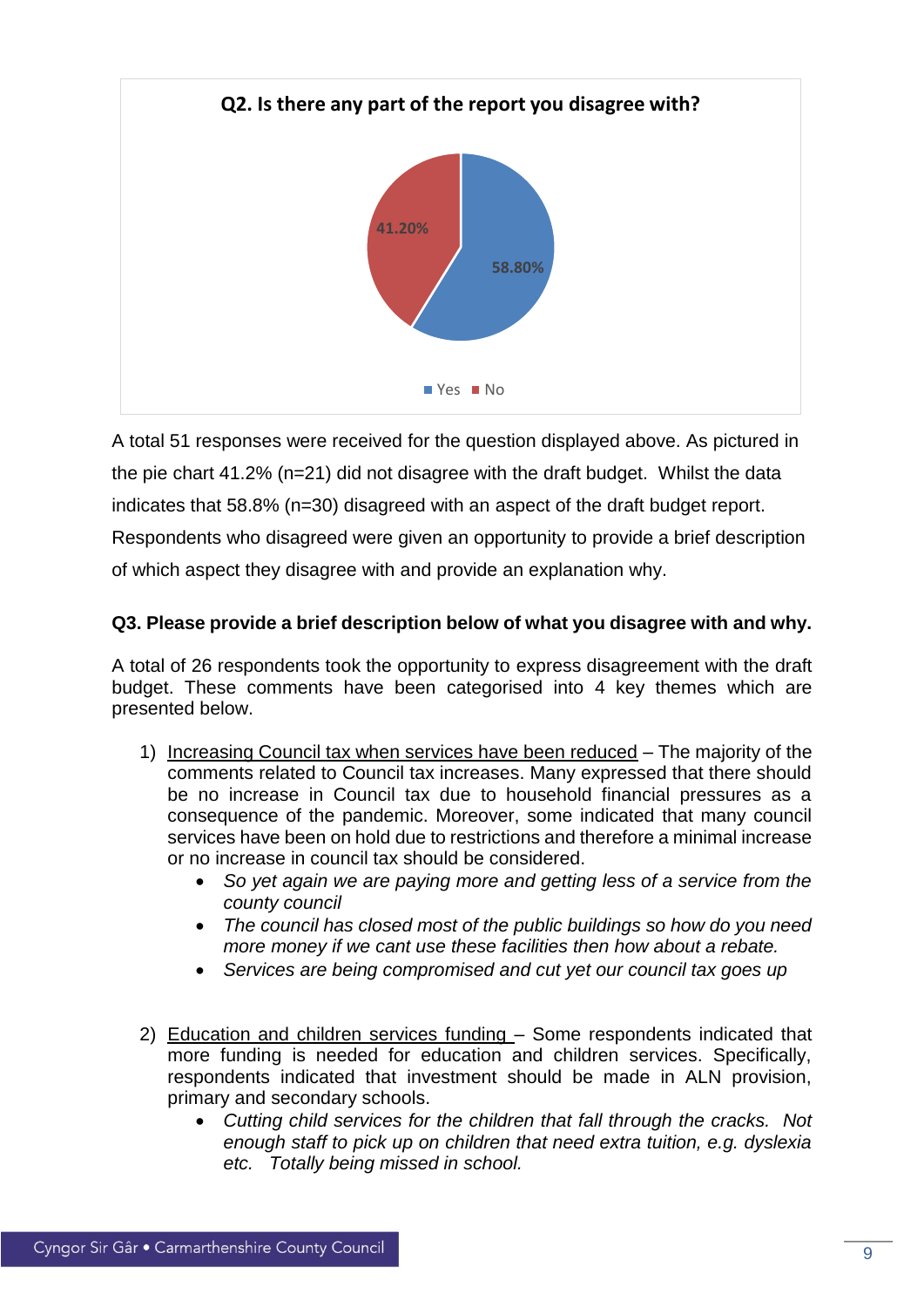**Q2. Is there any part of the report you disagree with?**

| Response | Percentage |
|---|---|
| Yes | 58.80% |
| No | 41.20% |

A total 51 responses were received for the question displayed above. As pictured in the pie chart 41.2% (n=21) did not disagree with the draft budget. Whilst the data indicates that 58.8% (n=30) disagreed with an aspect of the draft budget report. Respondents who disagreed were given an opportunity to provide a brief description of which aspect they disagree with and provide an explanation why.

**Q3. Please provide a brief description below of what you disagree with and why.**

A total of 26 respondents took the opportunity to express disagreement with the draft budget. These comments have been categorised into 4 key themes which are presented below.

1) Increasing Council tax when services have been reduced – The majority of the comments related to Council tax increases. Many expressed that there should be no increase in Council tax due to household financial pressures as a consequence of the pandemic. Moreover, some indicated that many council services have been on hold due to restrictions and therefore a minimal increase or no increase in council tax should be considered.
   - *So yet again we are paying more and getting less of a service from the county council*
   - *The council has closed most of the public buildings so how do you need more money if we cant use these facilities then how about a rebate.*
   - *Services are being compromised and cut yet our council tax goes up*

2) Education and children services funding – Some respondents indicated that more funding is needed for education and children services. Specifically, respondents indicated that investment should be made in ALN provision, primary and secondary schools.
   - *Cutting child services for the children that fall through the cracks. Not enough staff to pick up on children that need extra tuition, e.g. dyslexia etc. Totally being missed in school.*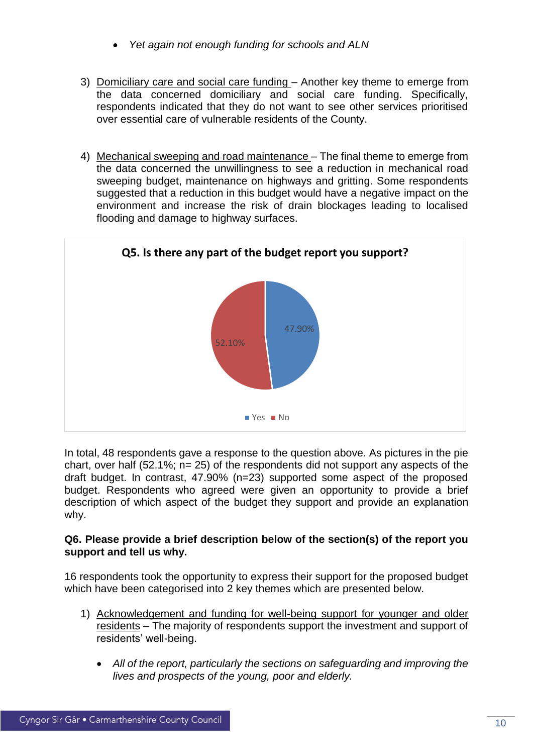- *Yet again not enough funding for schools and ALN*

3) Domiciliary care and social care funding – Another key theme to emerge from the data concerned domiciliary and social care funding. Specifically, respondents indicated that they do not want to see other services prioritised over essential care of vulnerable residents of the County.

4) Mechanical sweeping and road maintenance – The final theme to emerge from the data concerned the unwillingness to see a reduction in mechanical road sweeping budget, maintenance on highways and gritting. Some respondents suggested that a reduction in this budget would have a negative impact on the environment and increase the risk of drain blockages leading to localised flooding and damage to highway surfaces.

**Q5. Is there any part of the budget report you support?**

| Response | Percentage |
|---|---|
| Yes | 47.90% |
| No | 52.10% |

In total, 48 respondents gave a response to the question above. As pictures in the pie chart, over half (52.1%; n= 25) of the respondents did not support any aspects of the draft budget. In contrast, 47.90% (n=23) supported some aspect of the proposed budget. Respondents who agreed were given an opportunity to provide a brief description of which aspect of the budget they support and provide an explanation why.

**Q6. Please provide a brief description below of the section(s) of the report you support and tell us why.**

16 respondents took the opportunity to express their support for the proposed budget which have been categorised into 2 key themes which are presented below.

1) Acknowledgement and funding for well-being support for younger and older residents – The majority of respondents support the investment and support of residents' well-being.

   - *All of the report, particularly the sections on safeguarding and improving the lives and prospects of the young, poor and elderly.*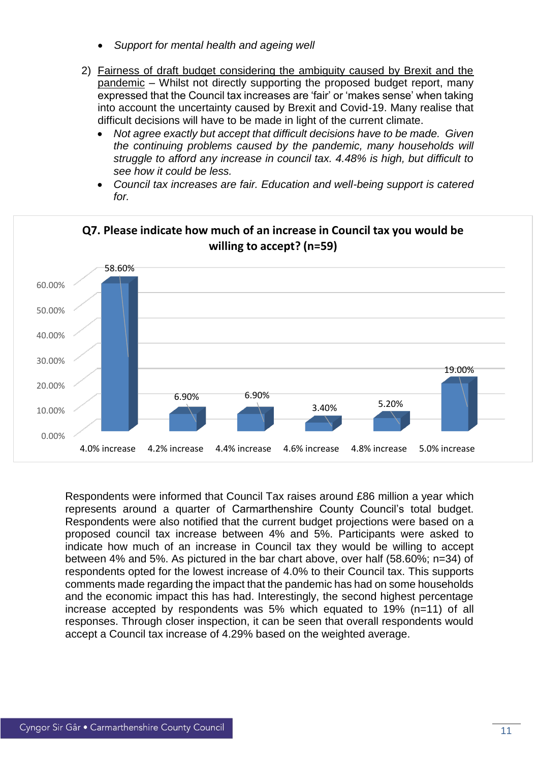- *Support for mental health and ageing well*

2) Fairness of draft budget considering the ambiguity caused by Brexit and the pandemic – Whilst not directly supporting the proposed budget report, many expressed that the Council tax increases are 'fair' or 'makes sense' when taking into account the uncertainty caused by Brexit and Covid-19. Many realise that difficult decisions will have to be made in light of the current climate.
   - *Not agree exactly but accept that difficult decisions have to be made. Given the continuing problems caused by the pandemic, many households will struggle to afford any increase in council tax. 4.48% is high, but difficult to see how it could be less.*
   - *Council tax increases are fair. Education and well-being support is catered for.*

**Q7. Please indicate how much of an increase in Council tax you would be willing to accept? (n=59)**

| Increase | Percentage |
|---|---|
| 4.0% increase | 58.60% |
| 4.2% increase | 6.90% |
| 4.4% increase | 6.90% |
| 4.6% increase | 3.40% |
| 4.8% increase | 5.20% |
| 5.0% increase | 19.00% |

Respondents were informed that Council Tax raises around £86 million a year which represents around a quarter of Carmarthenshire County Council's total budget. Respondents were also notified that the current budget projections were based on a proposed council tax increase between 4% and 5%. Participants were asked to indicate how much of an increase in Council tax they would be willing to accept between 4% and 5%. As pictured in the bar chart above, over half (58.60%; n=34) of respondents opted for the lowest increase of 4.0% to their Council tax. This supports comments made regarding the impact that the pandemic has had on some households and the economic impact this has had. Interestingly, the second highest percentage increase accepted by respondents was 5% which equated to 19% (n=11) of all responses. Through closer inspection, it can be seen that overall respondents would accept a Council tax increase of 4.29% based on the weighted average.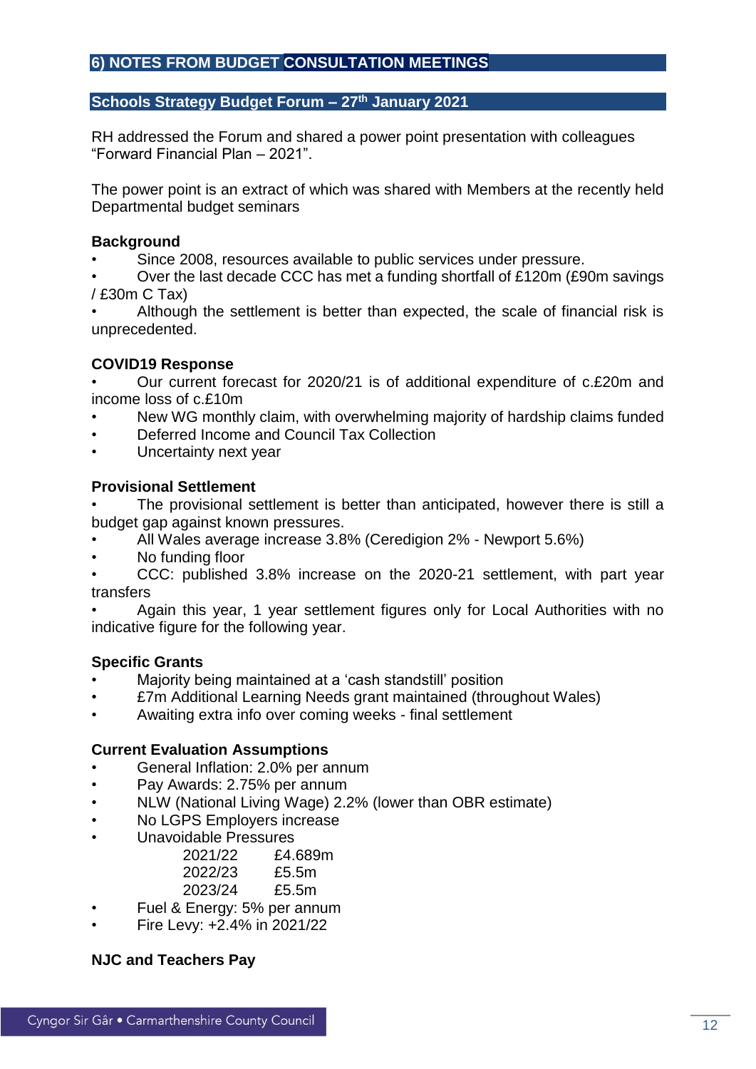## 6) NOTES FROM BUDGET CONSULTATION MEETINGS

### Schools Strategy Budget Forum – 27th January 2021

RH addressed the Forum and shared a power point presentation with colleagues "Forward Financial Plan – 2021".

The power point is an extract of which was shared with Members at the recently held Departmental budget seminars

**Background**

- Since 2008, resources available to public services under pressure.
- Over the last decade CCC has met a funding shortfall of £120m (£90m savings / £30m C Tax)
- Although the settlement is better than expected, the scale of financial risk is unprecedented.

**COVID19 Response**

- Our current forecast for 2020/21 is of additional expenditure of c.£20m and income loss of c.£10m
- New WG monthly claim, with overwhelming majority of hardship claims funded
- Deferred Income and Council Tax Collection
- Uncertainty next year

**Provisional Settlement**

- The provisional settlement is better than anticipated, however there is still a budget gap against known pressures.
- All Wales average increase 3.8% (Ceredigion 2% - Newport 5.6%)
- No funding floor
- CCC: published 3.8% increase on the 2020-21 settlement, with part year transfers
- Again this year, 1 year settlement figures only for Local Authorities with no indicative figure for the following year.

**Specific Grants**

- Majority being maintained at a 'cash standstill' position
- £7m Additional Learning Needs grant maintained (throughout Wales)
- Awaiting extra info over coming weeks - final settlement

**Current Evaluation Assumptions**

- General Inflation: 2.0% per annum
- Pay Awards: 2.75% per annum
- NLW (National Living Wage) 2.2% (lower than OBR estimate)
- No LGPS Employers increase
- Unavoidable Pressures
  - 2021/22 £4.689m
  - 2022/23 £5.5m
  - 2023/24 £5.5m
- Fuel & Energy: 5% per annum
- Fire Levy: +2.4% in 2021/22

**NJC and Teachers Pay**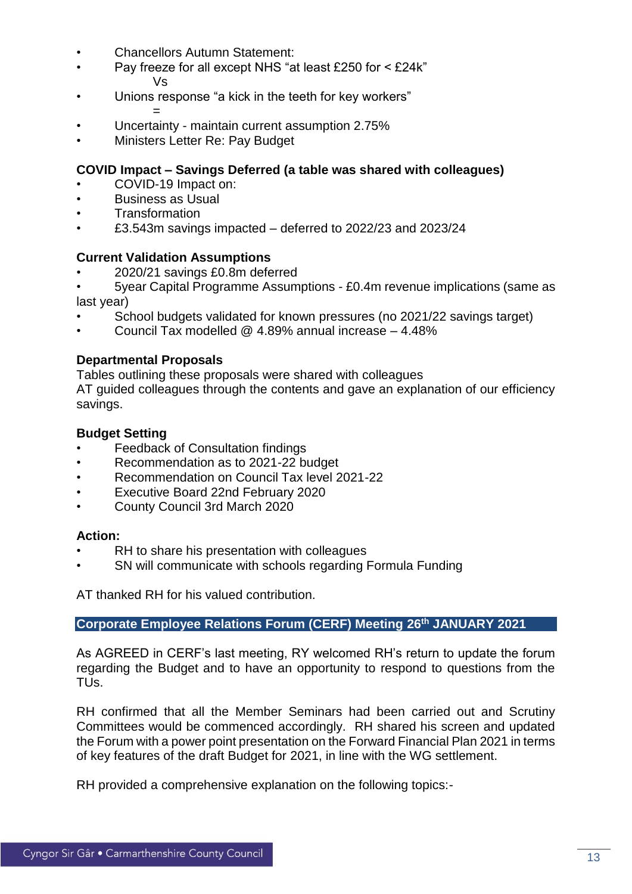- Chancellors Autumn Statement:
- Pay freeze for all except NHS "at least £250 for < £24k"
  Vs
- Unions response "a kick in the teeth for key workers"
  =
- Uncertainty - maintain current assumption 2.75%
- Ministers Letter Re: Pay Budget

**COVID Impact – Savings Deferred (a table was shared with colleagues)**

- COVID-19 Impact on:
- Business as Usual
- Transformation
- £3.543m savings impacted – deferred to 2022/23 and 2023/24

**Current Validation Assumptions**

- 2020/21 savings £0.8m deferred
- 5year Capital Programme Assumptions - £0.4m revenue implications (same as last year)
- School budgets validated for known pressures (no 2021/22 savings target)
- Council Tax modelled @ 4.89% annual increase – 4.48%

**Departmental Proposals**

Tables outlining these proposals were shared with colleagues
AT guided colleagues through the contents and gave an explanation of our efficiency savings.

**Budget Setting**

- Feedback of Consultation findings
- Recommendation as to 2021-22 budget
- Recommendation on Council Tax level 2021-22
- Executive Board 22nd February 2020
- County Council 3rd March 2020

**Action:**

- RH to share his presentation with colleagues
- SN will communicate with schools regarding Formula Funding

AT thanked RH for his valued contribution.

## Corporate Employee Relations Forum (CERF) Meeting 26th JANUARY 2021

As AGREED in CERF's last meeting, RY welcomed RH's return to update the forum regarding the Budget and to have an opportunity to respond to questions from the TUs.

RH confirmed that all the Member Seminars had been carried out and Scrutiny Committees would be commenced accordingly. RH shared his screen and updated the Forum with a power point presentation on the Forward Financial Plan 2021 in terms of key features of the draft Budget for 2021, in line with the WG settlement.

RH provided a comprehensive explanation on the following topics:-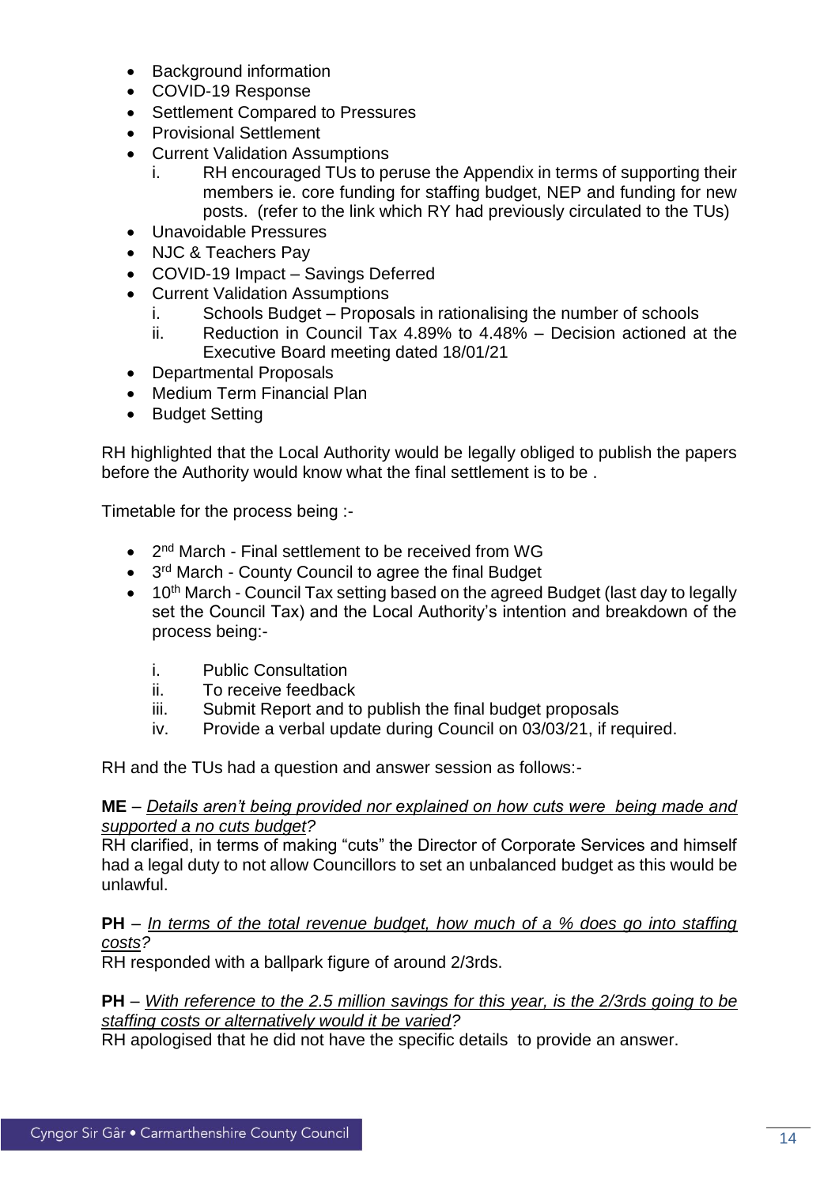- Background information
- COVID-19 Response
- Settlement Compared to Pressures
- Provisional Settlement
- Current Validation Assumptions
    i. RH encouraged TUs to peruse the Appendix in terms of supporting their members ie. core funding for staffing budget, NEP and funding for new posts. (refer to the link which RY had previously circulated to the TUs)
- Unavoidable Pressures
- NJC & Teachers Pay
- COVID-19 Impact – Savings Deferred
- Current Validation Assumptions
    i. Schools Budget – Proposals in rationalising the number of schools
    ii. Reduction in Council Tax 4.89% to 4.48% – Decision actioned at the Executive Board meeting dated 18/01/21
- Departmental Proposals
- Medium Term Financial Plan
- Budget Setting

RH highlighted that the Local Authority would be legally obliged to publish the papers before the Authority would know what the final settlement is to be .

Timetable for the process being :-

- 2nd March - Final settlement to be received from WG
- 3rd March - County Council to agree the final Budget
- 10th March - Council Tax setting based on the agreed Budget (last day to legally set the Council Tax) and the Local Authority's intention and breakdown of the process being:-

    i. Public Consultation
    ii. To receive feedback
    iii. Submit Report and to publish the final budget proposals
    iv. Provide a verbal update during Council on 03/03/21, if required.

RH and the TUs had a question and answer session as follows:-

**ME** – *Details aren't being provided nor explained on how cuts were being made and supported a no cuts budget?*
RH clarified, in terms of making "cuts" the Director of Corporate Services and himself had a legal duty to not allow Councillors to set an unbalanced budget as this would be unlawful.

**PH** – *In terms of the total revenue budget, how much of a % does go into staffing costs?*
RH responded with a ballpark figure of around 2/3rds.

**PH** – *With reference to the 2.5 million savings for this year, is the 2/3rds going to be staffing costs or alternatively would it be varied?*
RH apologised that he did not have the specific details to provide an answer.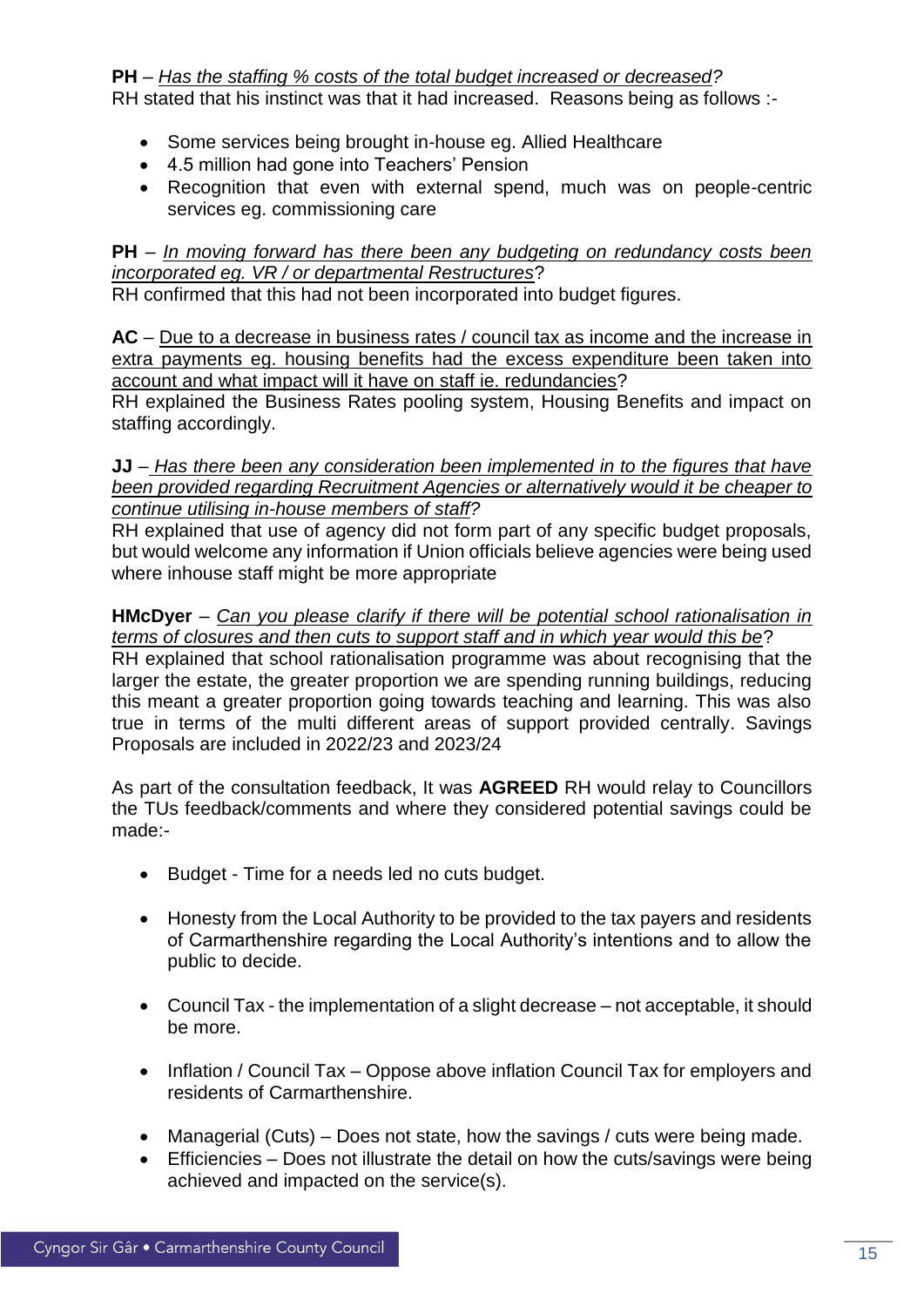**PH** – *Has the staffing % costs of the total budget increased or decreased?*
RH stated that his instinct was that it had increased. Reasons being as follows :-

- Some services being brought in-house eg. Allied Healthcare
- 4.5 million had gone into Teachers' Pension
- Recognition that even with external spend, much was on people-centric services eg. commissioning care

**PH** – *In moving forward has there been any budgeting on redundancy costs been incorporated eg. VR / or departmental Restructures*?
RH confirmed that this had not been incorporated into budget figures.

**AC** – Due to a decrease in business rates / council tax as income and the increase in extra payments eg. housing benefits had the excess expenditure been taken into account and what impact will it have on staff ie. redundancies?
RH explained the Business Rates pooling system, Housing Benefits and impact on staffing accordingly.

**JJ** – *Has there been any consideration been implemented in to the figures that have been provided regarding Recruitment Agencies or alternatively would it be cheaper to continue utilising in-house members of staff?*
RH explained that use of agency did not form part of any specific budget proposals, but would welcome any information if Union officials believe agencies were being used where inhouse staff might be more appropriate

**HMcDyer** – *Can you please clarify if there will be potential school rationalisation in terms of closures and then cuts to support staff and in which year would this be*?
RH explained that school rationalisation programme was about recognising that the larger the estate, the greater proportion we are spending running buildings, reducing this meant a greater proportion going towards teaching and learning. This was also true in terms of the multi different areas of support provided centrally. Savings Proposals are included in 2022/23 and 2023/24

As part of the consultation feedback, It was **AGREED** RH would relay to Councillors the TUs feedback/comments and where they considered potential savings could be made:-

- Budget - Time for a needs led no cuts budget.

- Honesty from the Local Authority to be provided to the tax payers and residents of Carmarthenshire regarding the Local Authority's intentions and to allow the public to decide.

- Council Tax - the implementation of a slight decrease – not acceptable, it should be more.

- Inflation / Council Tax – Oppose above inflation Council Tax for employers and residents of Carmarthenshire.

- Managerial (Cuts) – Does not state, how the savings / cuts were being made.
- Efficiencies – Does not illustrate the detail on how the cuts/savings were being achieved and impacted on the service(s).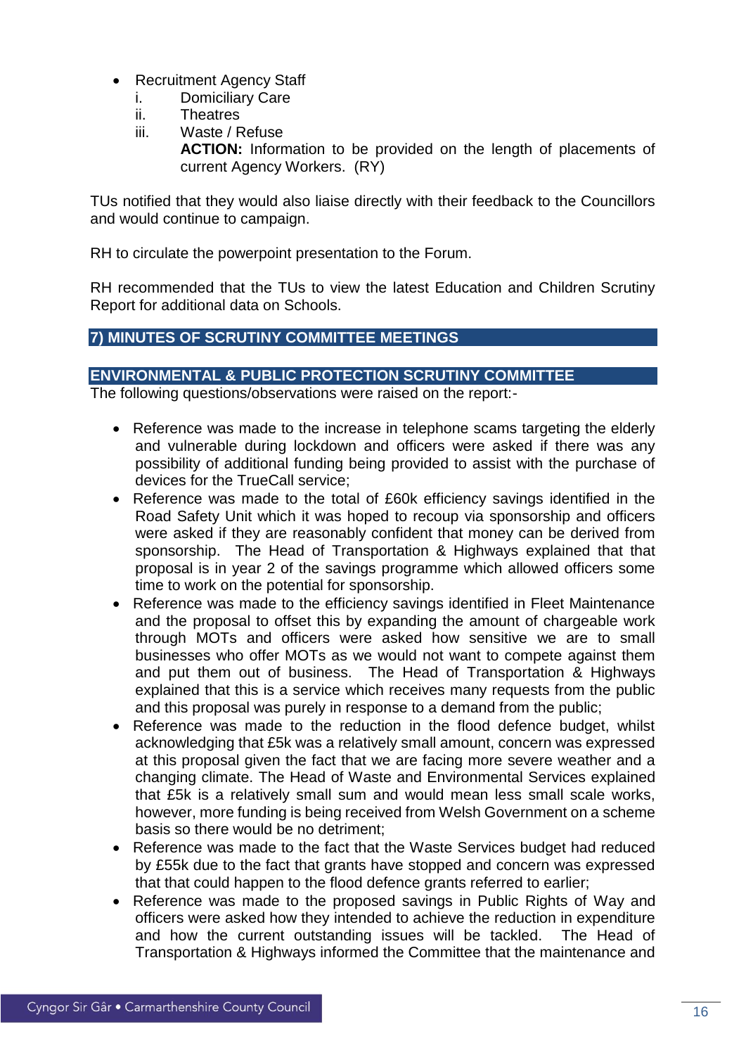- Recruitment Agency Staff
  1. Domiciliary Care
  2. Theatres
  3. Waste / Refuse

     **ACTION:** Information to be provided on the length of placements of current Agency Workers. (RY)

TUs notified that they would also liaise directly with their feedback to the Councillors and would continue to campaign.

RH to circulate the powerpoint presentation to the Forum.

RH recommended that the TUs to view the latest Education and Children Scrutiny Report for additional data on Schools.

## 7) MINUTES OF SCRUTINY COMMITTEE MEETINGS

### ENVIRONMENTAL & PUBLIC PROTECTION SCRUTINY COMMITTEE

The following questions/observations were raised on the report:-

- Reference was made to the increase in telephone scams targeting the elderly and vulnerable during lockdown and officers were asked if there was any possibility of additional funding being provided to assist with the purchase of devices for the TrueCall service;
- Reference was made to the total of £60k efficiency savings identified in the Road Safety Unit which it was hoped to recoup via sponsorship and officers were asked if they are reasonably confident that money can be derived from sponsorship. The Head of Transportation & Highways explained that that proposal is in year 2 of the savings programme which allowed officers some time to work on the potential for sponsorship.
- Reference was made to the efficiency savings identified in Fleet Maintenance and the proposal to offset this by expanding the amount of chargeable work through MOTs and officers were asked how sensitive we are to small businesses who offer MOTs as we would not want to compete against them and put them out of business. The Head of Transportation & Highways explained that this is a service which receives many requests from the public and this proposal was purely in response to a demand from the public;
- Reference was made to the reduction in the flood defence budget, whilst acknowledging that £5k was a relatively small amount, concern was expressed at this proposal given the fact that we are facing more severe weather and a changing climate. The Head of Waste and Environmental Services explained that £5k is a relatively small sum and would mean less small scale works, however, more funding is being received from Welsh Government on a scheme basis so there would be no detriment;
- Reference was made to the fact that the Waste Services budget had reduced by £55k due to the fact that grants have stopped and concern was expressed that that could happen to the flood defence grants referred to earlier;
- Reference was made to the proposed savings in Public Rights of Way and officers were asked how they intended to achieve the reduction in expenditure and how the current outstanding issues will be tackled. The Head of Transportation & Highways informed the Committee that the maintenance and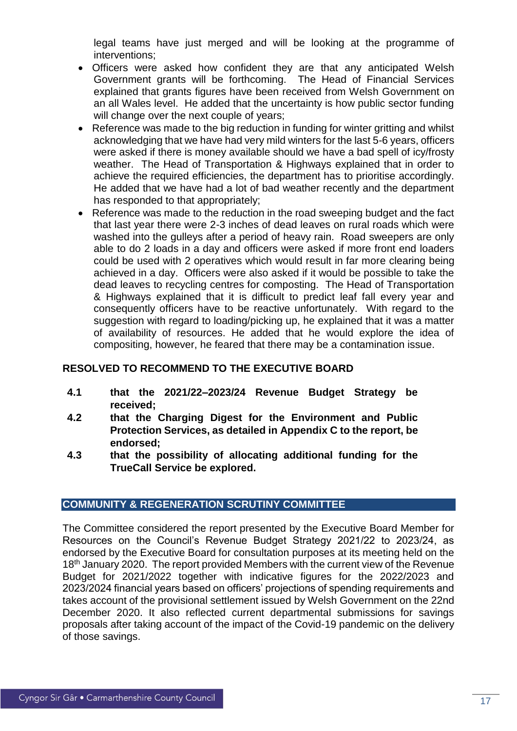legal teams have just merged and will be looking at the programme of interventions;

- Officers were asked how confident they are that any anticipated Welsh Government grants will be forthcoming. The Head of Financial Services explained that grants figures have been received from Welsh Government on an all Wales level. He added that the uncertainty is how public sector funding will change over the next couple of years;
- Reference was made to the big reduction in funding for winter gritting and whilst acknowledging that we have had very mild winters for the last 5-6 years, officers were asked if there is money available should we have a bad spell of icy/frosty weather. The Head of Transportation & Highways explained that in order to achieve the required efficiencies, the department has to prioritise accordingly. He added that we have had a lot of bad weather recently and the department has responded to that appropriately;
- Reference was made to the reduction in the road sweeping budget and the fact that last year there were 2-3 inches of dead leaves on rural roads which were washed into the gulleys after a period of heavy rain. Road sweepers are only able to do 2 loads in a day and officers were asked if more front end loaders could be used with 2 operatives which would result in far more clearing being achieved in a day. Officers were also asked if it would be possible to take the dead leaves to recycling centres for composting. The Head of Transportation & Highways explained that it is difficult to predict leaf fall every year and consequently officers have to be reactive unfortunately. With regard to the suggestion with regard to loading/picking up, he explained that it was a matter of availability of resources. He added that he would explore the idea of compositing, however, he feared that there may be a contamination issue.

**RESOLVED TO RECOMMEND TO THE EXECUTIVE BOARD**

**4.1 that the 2021/22–2023/24 Revenue Budget Strategy be received;**

**4.2 that the Charging Digest for the Environment and Public Protection Services, as detailed in Appendix C to the report, be endorsed;**

**4.3 that the possibility of allocating additional funding for the TrueCall Service be explored.**

## COMMUNITY & REGENERATION SCRUTINY COMMITTEE

The Committee considered the report presented by the Executive Board Member for Resources on the Council's Revenue Budget Strategy 2021/22 to 2023/24, as endorsed by the Executive Board for consultation purposes at its meeting held on the 18th January 2020. The report provided Members with the current view of the Revenue Budget for 2021/2022 together with indicative figures for the 2022/2023 and 2023/2024 financial years based on officers' projections of spending requirements and takes account of the provisional settlement issued by Welsh Government on the 22nd December 2020. It also reflected current departmental submissions for savings proposals after taking account of the impact of the Covid-19 pandemic on the delivery of those savings.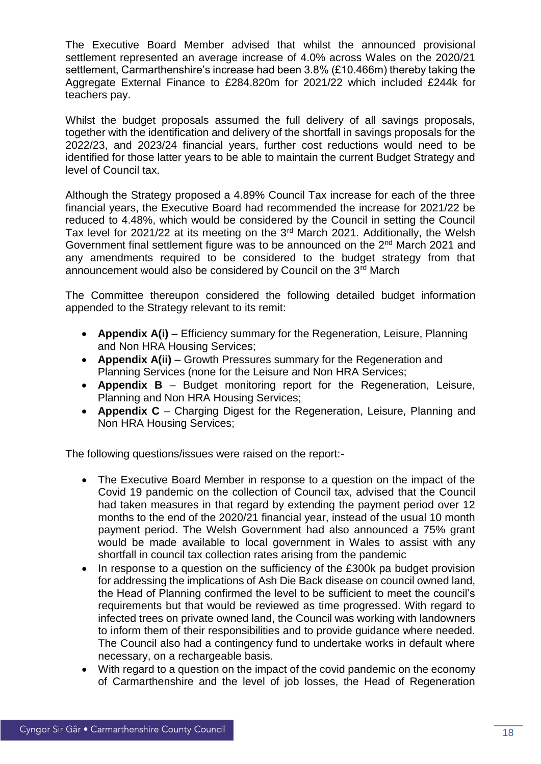The Executive Board Member advised that whilst the announced provisional settlement represented an average increase of 4.0% across Wales on the 2020/21 settlement, Carmarthenshire's increase had been 3.8% (£10.466m) thereby taking the Aggregate External Finance to £284.820m for 2021/22 which included £244k for teachers pay.

Whilst the budget proposals assumed the full delivery of all savings proposals, together with the identification and delivery of the shortfall in savings proposals for the 2022/23, and 2023/24 financial years, further cost reductions would need to be identified for those latter years to be able to maintain the current Budget Strategy and level of Council tax.

Although the Strategy proposed a 4.89% Council Tax increase for each of the three financial years, the Executive Board had recommended the increase for 2021/22 be reduced to 4.48%, which would be considered by the Council in setting the Council Tax level for 2021/22 at its meeting on the 3rd March 2021. Additionally, the Welsh Government final settlement figure was to be announced on the 2nd March 2021 and any amendments required to be considered to the budget strategy from that announcement would also be considered by Council on the 3rd March

The Committee thereupon considered the following detailed budget information appended to the Strategy relevant to its remit:

- **Appendix A(i)** – Efficiency summary for the Regeneration, Leisure, Planning and Non HRA Housing Services;
- **Appendix A(ii)** – Growth Pressures summary for the Regeneration and Planning Services (none for the Leisure and Non HRA Services;
- **Appendix B** – Budget monitoring report for the Regeneration, Leisure, Planning and Non HRA Housing Services;
- **Appendix C** – Charging Digest for the Regeneration, Leisure, Planning and Non HRA Housing Services;

The following questions/issues were raised on the report:-

- The Executive Board Member in response to a question on the impact of the Covid 19 pandemic on the collection of Council tax, advised that the Council had taken measures in that regard by extending the payment period over 12 months to the end of the 2020/21 financial year, instead of the usual 10 month payment period. The Welsh Government had also announced a 75% grant would be made available to local government in Wales to assist with any shortfall in council tax collection rates arising from the pandemic
- In response to a question on the sufficiency of the £300k pa budget provision for addressing the implications of Ash Die Back disease on council owned land, the Head of Planning confirmed the level to be sufficient to meet the council's requirements but that would be reviewed as time progressed. With regard to infected trees on private owned land, the Council was working with landowners to inform them of their responsibilities and to provide guidance where needed. The Council also had a contingency fund to undertake works in default where necessary, on a rechargeable basis.
- With regard to a question on the impact of the covid pandemic on the economy of Carmarthenshire and the level of job losses, the Head of Regeneration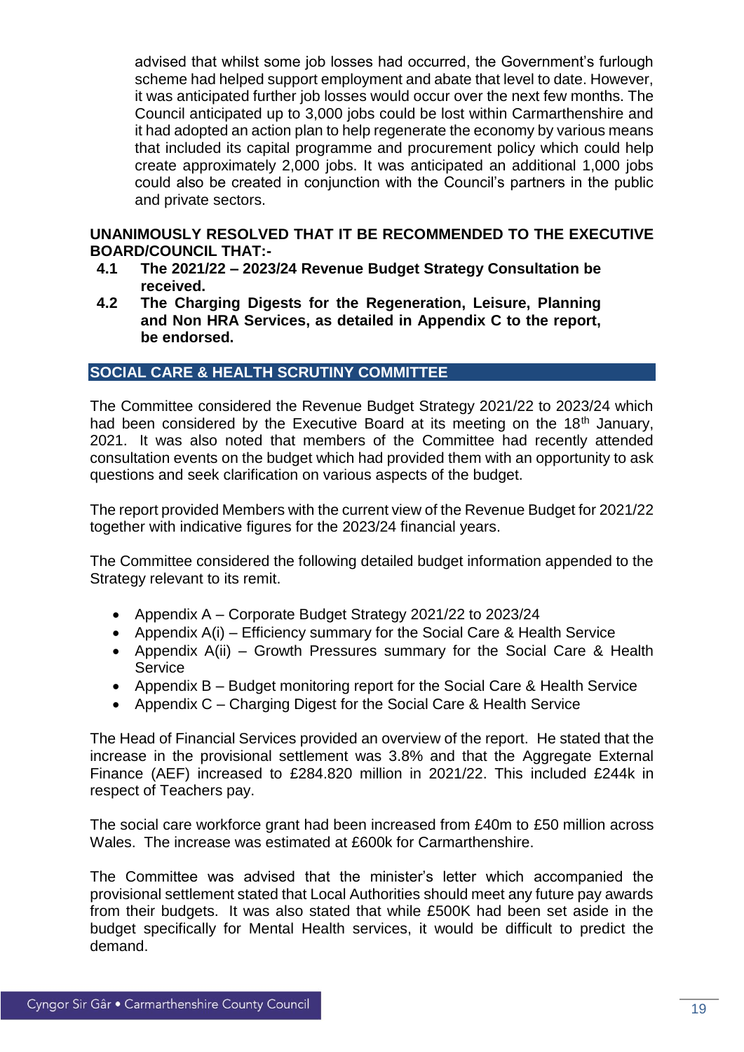advised that whilst some job losses had occurred, the Government's furlough scheme had helped support employment and abate that level to date. However, it was anticipated further job losses would occur over the next few months. The Council anticipated up to 3,000 jobs could be lost within Carmarthenshire and it had adopted an action plan to help regenerate the economy by various means that included its capital programme and procurement policy which could help create approximately 2,000 jobs. It was anticipated an additional 1,000 jobs could also be created in conjunction with the Council's partners in the public and private sectors.

**UNANIMOUSLY RESOLVED THAT IT BE RECOMMENDED TO THE EXECUTIVE BOARD/COUNCIL THAT:-**

**4.1 The 2021/22 – 2023/24 Revenue Budget Strategy Consultation be received.**

**4.2 The Charging Digests for the Regeneration, Leisure, Planning and Non HRA Services, as detailed in Appendix C to the report, be endorsed.**

## SOCIAL CARE & HEALTH SCRUTINY COMMITTEE

The Committee considered the Revenue Budget Strategy 2021/22 to 2023/24 which had been considered by the Executive Board at its meeting on the 18th January, 2021. It was also noted that members of the Committee had recently attended consultation events on the budget which had provided them with an opportunity to ask questions and seek clarification on various aspects of the budget.

The report provided Members with the current view of the Revenue Budget for 2021/22 together with indicative figures for the 2023/24 financial years.

The Committee considered the following detailed budget information appended to the Strategy relevant to its remit.

- Appendix A – Corporate Budget Strategy 2021/22 to 2023/24
- Appendix A(i) – Efficiency summary for the Social Care & Health Service
- Appendix A(ii) – Growth Pressures summary for the Social Care & Health Service
- Appendix B – Budget monitoring report for the Social Care & Health Service
- Appendix C – Charging Digest for the Social Care & Health Service

The Head of Financial Services provided an overview of the report. He stated that the increase in the provisional settlement was 3.8% and that the Aggregate External Finance (AEF) increased to £284.820 million in 2021/22. This included £244k in respect of Teachers pay.

The social care workforce grant had been increased from £40m to £50 million across Wales. The increase was estimated at £600k for Carmarthenshire.

The Committee was advised that the minister's letter which accompanied the provisional settlement stated that Local Authorities should meet any future pay awards from their budgets. It was also stated that while £500K had been set aside in the budget specifically for Mental Health services, it would be difficult to predict the demand.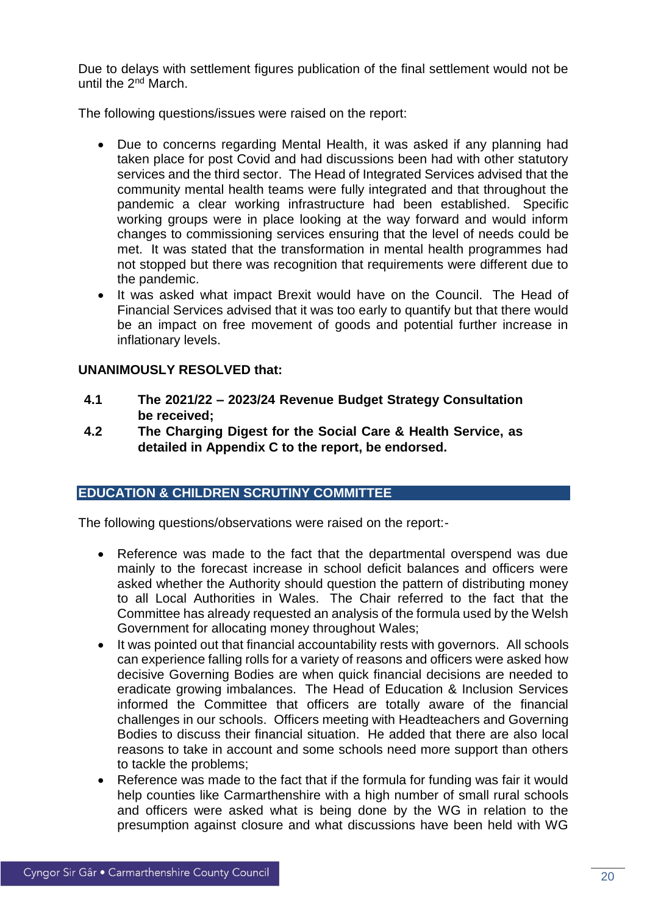Due to delays with settlement figures publication of the final settlement would not be until the 2nd March.

The following questions/issues were raised on the report:

- Due to concerns regarding Mental Health, it was asked if any planning had taken place for post Covid and had discussions been had with other statutory services and the third sector. The Head of Integrated Services advised that the community mental health teams were fully integrated and that throughout the pandemic a clear working infrastructure had been established. Specific working groups were in place looking at the way forward and would inform changes to commissioning services ensuring that the level of needs could be met. It was stated that the transformation in mental health programmes had not stopped but there was recognition that requirements were different due to the pandemic.
- It was asked what impact Brexit would have on the Council. The Head of Financial Services advised that it was too early to quantify but that there would be an impact on free movement of goods and potential further increase in inflationary levels.

**UNANIMOUSLY RESOLVED that:**

**4.1 The 2021/22 – 2023/24 Revenue Budget Strategy Consultation be received;**

**4.2 The Charging Digest for the Social Care & Health Service, as detailed in Appendix C to the report, be endorsed.**

## EDUCATION & CHILDREN SCRUTINY COMMITTEE

The following questions/observations were raised on the report:-

- Reference was made to the fact that the departmental overspend was due mainly to the forecast increase in school deficit balances and officers were asked whether the Authority should question the pattern of distributing money to all Local Authorities in Wales. The Chair referred to the fact that the Committee has already requested an analysis of the formula used by the Welsh Government for allocating money throughout Wales;
- It was pointed out that financial accountability rests with governors. All schools can experience falling rolls for a variety of reasons and officers were asked how decisive Governing Bodies are when quick financial decisions are needed to eradicate growing imbalances. The Head of Education & Inclusion Services informed the Committee that officers are totally aware of the financial challenges in our schools. Officers meeting with Headteachers and Governing Bodies to discuss their financial situation. He added that there are also local reasons to take in account and some schools need more support than others to tackle the problems;
- Reference was made to the fact that if the formula for funding was fair it would help counties like Carmarthenshire with a high number of small rural schools and officers were asked what is being done by the WG in relation to the presumption against closure and what discussions have been held with WG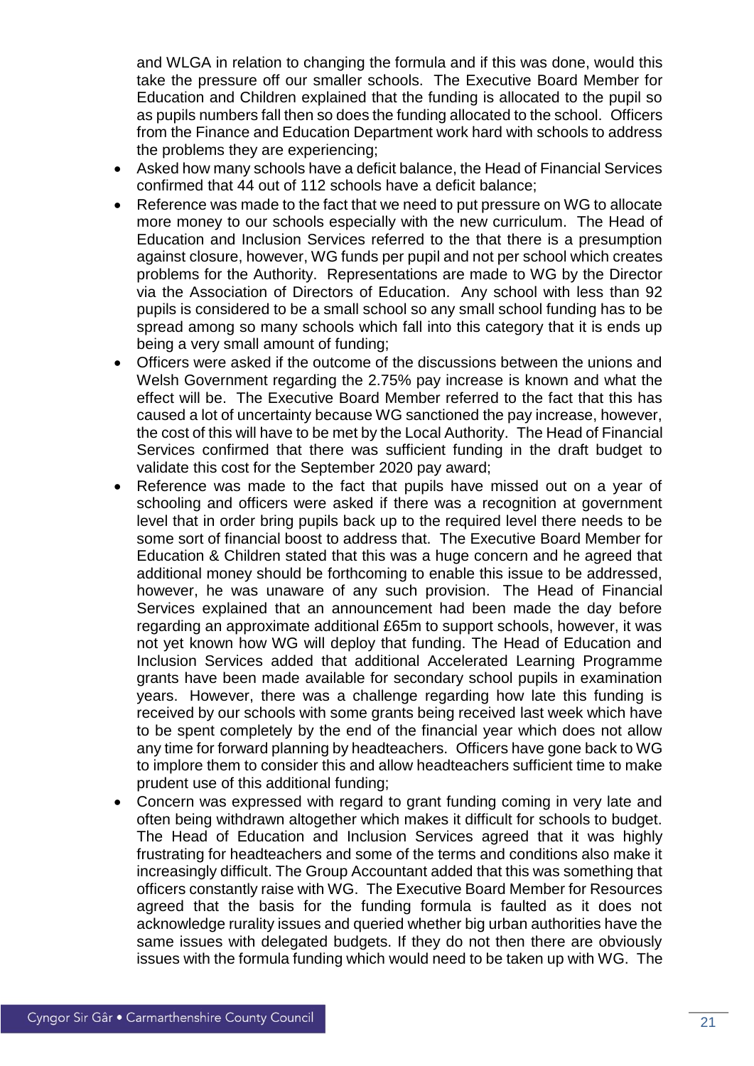and WLGA in relation to changing the formula and if this was done, would this take the pressure off our smaller schools. The Executive Board Member for Education and Children explained that the funding is allocated to the pupil so as pupils numbers fall then so does the funding allocated to the school. Officers from the Finance and Education Department work hard with schools to address the problems they are experiencing;

- Asked how many schools have a deficit balance, the Head of Financial Services confirmed that 44 out of 112 schools have a deficit balance;
- Reference was made to the fact that we need to put pressure on WG to allocate more money to our schools especially with the new curriculum. The Head of Education and Inclusion Services referred to the that there is a presumption against closure, however, WG funds per pupil and not per school which creates problems for the Authority. Representations are made to WG by the Director via the Association of Directors of Education. Any school with less than 92 pupils is considered to be a small school so any small school funding has to be spread among so many schools which fall into this category that it is ends up being a very small amount of funding;
- Officers were asked if the outcome of the discussions between the unions and Welsh Government regarding the 2.75% pay increase is known and what the effect will be. The Executive Board Member referred to the fact that this has caused a lot of uncertainty because WG sanctioned the pay increase, however, the cost of this will have to be met by the Local Authority. The Head of Financial Services confirmed that there was sufficient funding in the draft budget to validate this cost for the September 2020 pay award;
- Reference was made to the fact that pupils have missed out on a year of schooling and officers were asked if there was a recognition at government level that in order bring pupils back up to the required level there needs to be some sort of financial boost to address that. The Executive Board Member for Education & Children stated that this was a huge concern and he agreed that additional money should be forthcoming to enable this issue to be addressed, however, he was unaware of any such provision. The Head of Financial Services explained that an announcement had been made the day before regarding an approximate additional £65m to support schools, however, it was not yet known how WG will deploy that funding. The Head of Education and Inclusion Services added that additional Accelerated Learning Programme grants have been made available for secondary school pupils in examination years. However, there was a challenge regarding how late this funding is received by our schools with some grants being received last week which have to be spent completely by the end of the financial year which does not allow any time for forward planning by headteachers. Officers have gone back to WG to implore them to consider this and allow headteachers sufficient time to make prudent use of this additional funding;
- Concern was expressed with regard to grant funding coming in very late and often being withdrawn altogether which makes it difficult for schools to budget. The Head of Education and Inclusion Services agreed that it was highly frustrating for headteachers and some of the terms and conditions also make it increasingly difficult. The Group Accountant added that this was something that officers constantly raise with WG. The Executive Board Member for Resources agreed that the basis for the funding formula is faulted as it does not acknowledge rurality issues and queried whether big urban authorities have the same issues with delegated budgets. If they do not then there are obviously issues with the formula funding which would need to be taken up with WG. The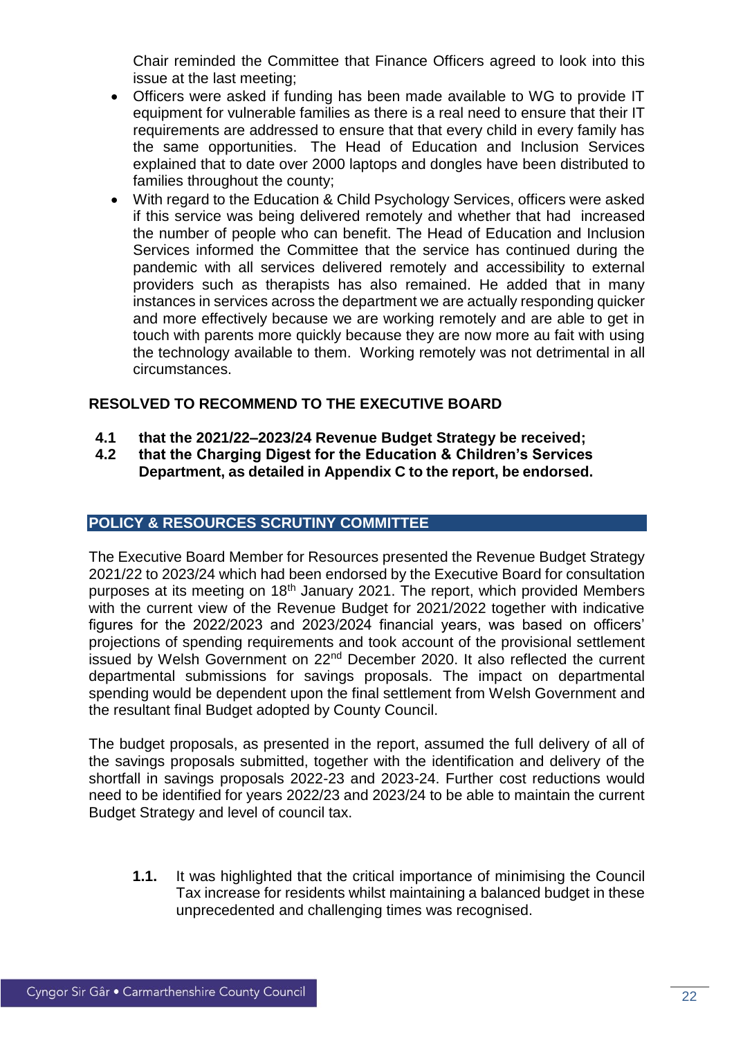Chair reminded the Committee that Finance Officers agreed to look into this issue at the last meeting;

- Officers were asked if funding has been made available to WG to provide IT equipment for vulnerable families as there is a real need to ensure that their IT requirements are addressed to ensure that that every child in every family has the same opportunities. The Head of Education and Inclusion Services explained that to date over 2000 laptops and dongles have been distributed to families throughout the county;
- With regard to the Education & Child Psychology Services, officers were asked if this service was being delivered remotely and whether that had increased the number of people who can benefit. The Head of Education and Inclusion Services informed the Committee that the service has continued during the pandemic with all services delivered remotely and accessibility to external providers such as therapists has also remained. He added that in many instances in services across the department we are actually responding quicker and more effectively because we are working remotely and are able to get in touch with parents more quickly because they are now more au fait with using the technology available to them. Working remotely was not detrimental in all circumstances.

**RESOLVED TO RECOMMEND TO THE EXECUTIVE BOARD**

**4.1 that the 2021/22–2023/24 Revenue Budget Strategy be received;**

**4.2 that the Charging Digest for the Education & Children's Services Department, as detailed in Appendix C to the report, be endorsed.**

## POLICY & RESOURCES SCRUTINY COMMITTEE

The Executive Board Member for Resources presented the Revenue Budget Strategy 2021/22 to 2023/24 which had been endorsed by the Executive Board for consultation purposes at its meeting on 18th January 2021. The report, which provided Members with the current view of the Revenue Budget for 2021/2022 together with indicative figures for the 2022/2023 and 2023/2024 financial years, was based on officers' projections of spending requirements and took account of the provisional settlement issued by Welsh Government on 22nd December 2020. It also reflected the current departmental submissions for savings proposals. The impact on departmental spending would be dependent upon the final settlement from Welsh Government and the resultant final Budget adopted by County Council.

The budget proposals, as presented in the report, assumed the full delivery of all of the savings proposals submitted, together with the identification and delivery of the shortfall in savings proposals 2022-23 and 2023-24. Further cost reductions would need to be identified for years 2022/23 and 2023/24 to be able to maintain the current Budget Strategy and level of council tax.

**1.1.** It was highlighted that the critical importance of minimising the Council Tax increase for residents whilst maintaining a balanced budget in these unprecedented and challenging times was recognised.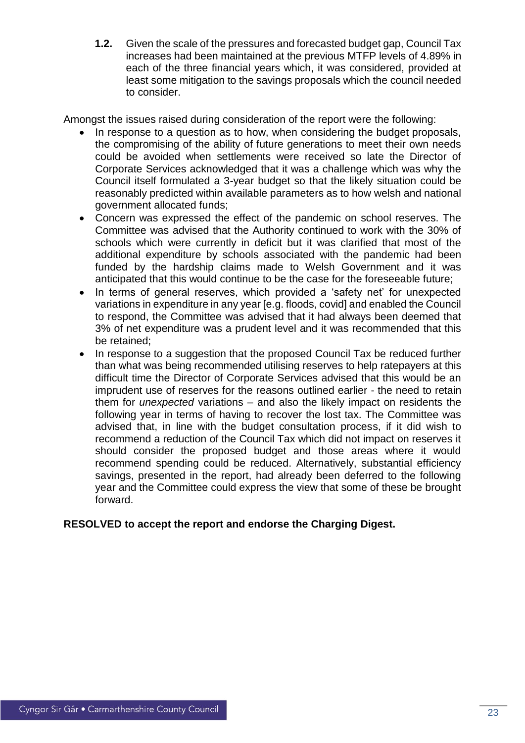**1.2.** Given the scale of the pressures and forecasted budget gap, Council Tax increases had been maintained at the previous MTFP levels of 4.89% in each of the three financial years which, it was considered, provided at least some mitigation to the savings proposals which the council needed to consider.

Amongst the issues raised during consideration of the report were the following:

- In response to a question as to how, when considering the budget proposals, the compromising of the ability of future generations to meet their own needs could be avoided when settlements were received so late the Director of Corporate Services acknowledged that it was a challenge which was why the Council itself formulated a 3-year budget so that the likely situation could be reasonably predicted within available parameters as to how welsh and national government allocated funds;
- Concern was expressed the effect of the pandemic on school reserves. The Committee was advised that the Authority continued to work with the 30% of schools which were currently in deficit but it was clarified that most of the additional expenditure by schools associated with the pandemic had been funded by the hardship claims made to Welsh Government and it was anticipated that this would continue to be the case for the foreseeable future;
- In terms of general reserves, which provided a 'safety net' for unexpected variations in expenditure in any year [e.g. floods, covid] and enabled the Council to respond, the Committee was advised that it had always been deemed that 3% of net expenditure was a prudent level and it was recommended that this be retained;
- In response to a suggestion that the proposed Council Tax be reduced further than what was being recommended utilising reserves to help ratepayers at this difficult time the Director of Corporate Services advised that this would be an imprudent use of reserves for the reasons outlined earlier - the need to retain them for *unexpected* variations – and also the likely impact on residents the following year in terms of having to recover the lost tax. The Committee was advised that, in line with the budget consultation process, if it did wish to recommend a reduction of the Council Tax which did not impact on reserves it should consider the proposed budget and those areas where it would recommend spending could be reduced. Alternatively, substantial efficiency savings, presented in the report, had already been deferred to the following year and the Committee could express the view that some of these be brought forward.

**RESOLVED to accept the report and endorse the Charging Digest.**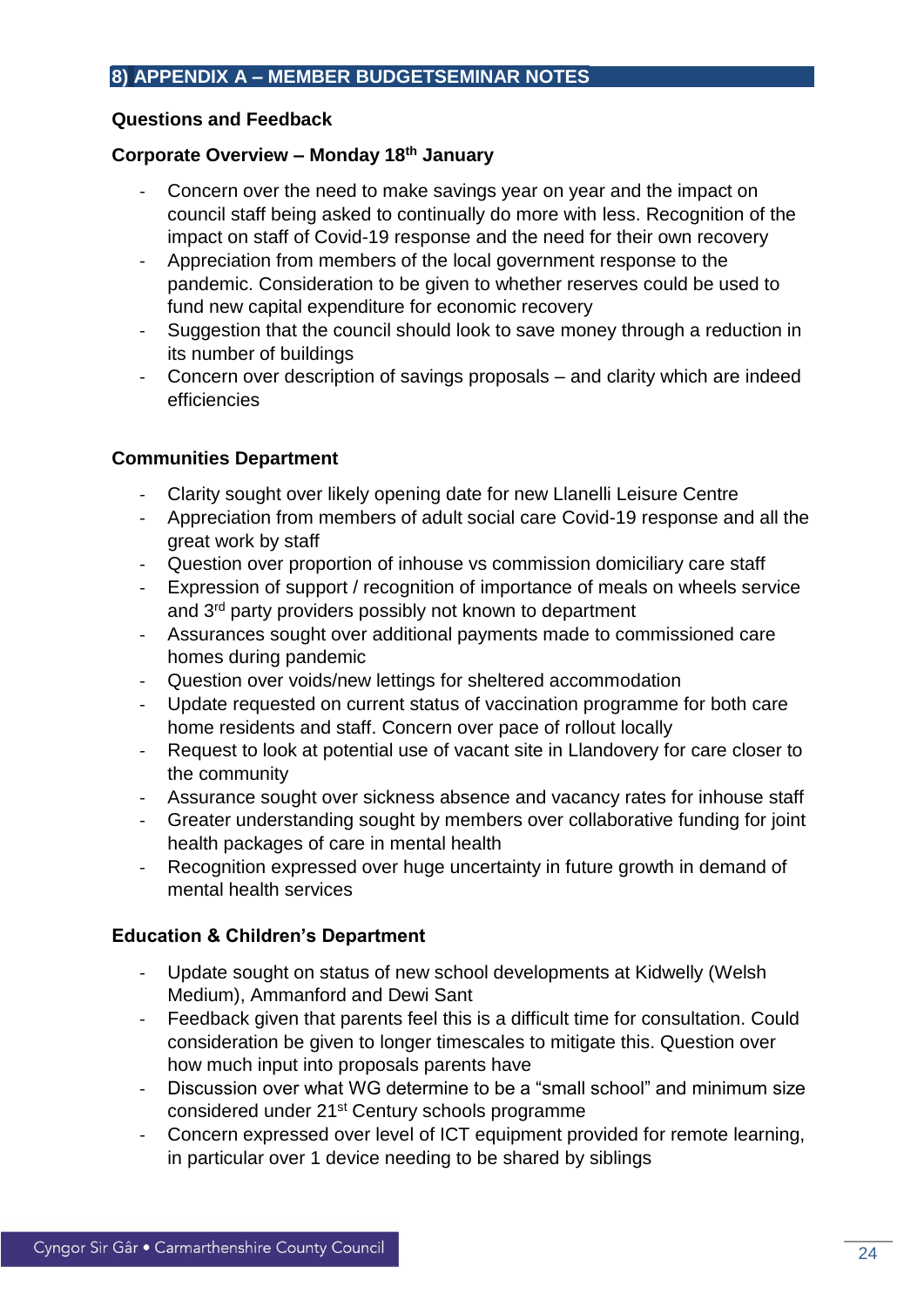## 8) APPENDIX A – MEMBER BUDGETSEMINAR NOTES

**Questions and Feedback**

**Corporate Overview – Monday 18th January**

- Concern over the need to make savings year on year and the impact on council staff being asked to continually do more with less. Recognition of the impact on staff of Covid-19 response and the need for their own recovery
- Appreciation from members of the local government response to the pandemic. Consideration to be given to whether reserves could be used to fund new capital expenditure for economic recovery
- Suggestion that the council should look to save money through a reduction in its number of buildings
- Concern over description of savings proposals – and clarity which are indeed efficiencies

**Communities Department**

- Clarity sought over likely opening date for new Llanelli Leisure Centre
- Appreciation from members of adult social care Covid-19 response and all the great work by staff
- Question over proportion of inhouse vs commission domiciliary care staff
- Expression of support / recognition of importance of meals on wheels service and 3rd party providers possibly not known to department
- Assurances sought over additional payments made to commissioned care homes during pandemic
- Question over voids/new lettings for sheltered accommodation
- Update requested on current status of vaccination programme for both care home residents and staff. Concern over pace of rollout locally
- Request to look at potential use of vacant site in Llandovery for care closer to the community
- Assurance sought over sickness absence and vacancy rates for inhouse staff
- Greater understanding sought by members over collaborative funding for joint health packages of care in mental health
- Recognition expressed over huge uncertainty in future growth in demand of mental health services

**Education & Children's Department**

- Update sought on status of new school developments at Kidwelly (Welsh Medium), Ammanford and Dewi Sant
- Feedback given that parents feel this is a difficult time for consultation. Could consideration be given to longer timescales to mitigate this. Question over how much input into proposals parents have
- Discussion over what WG determine to be a "small school" and minimum size considered under 21st Century schools programme
- Concern expressed over level of ICT equipment provided for remote learning, in particular over 1 device needing to be shared by siblings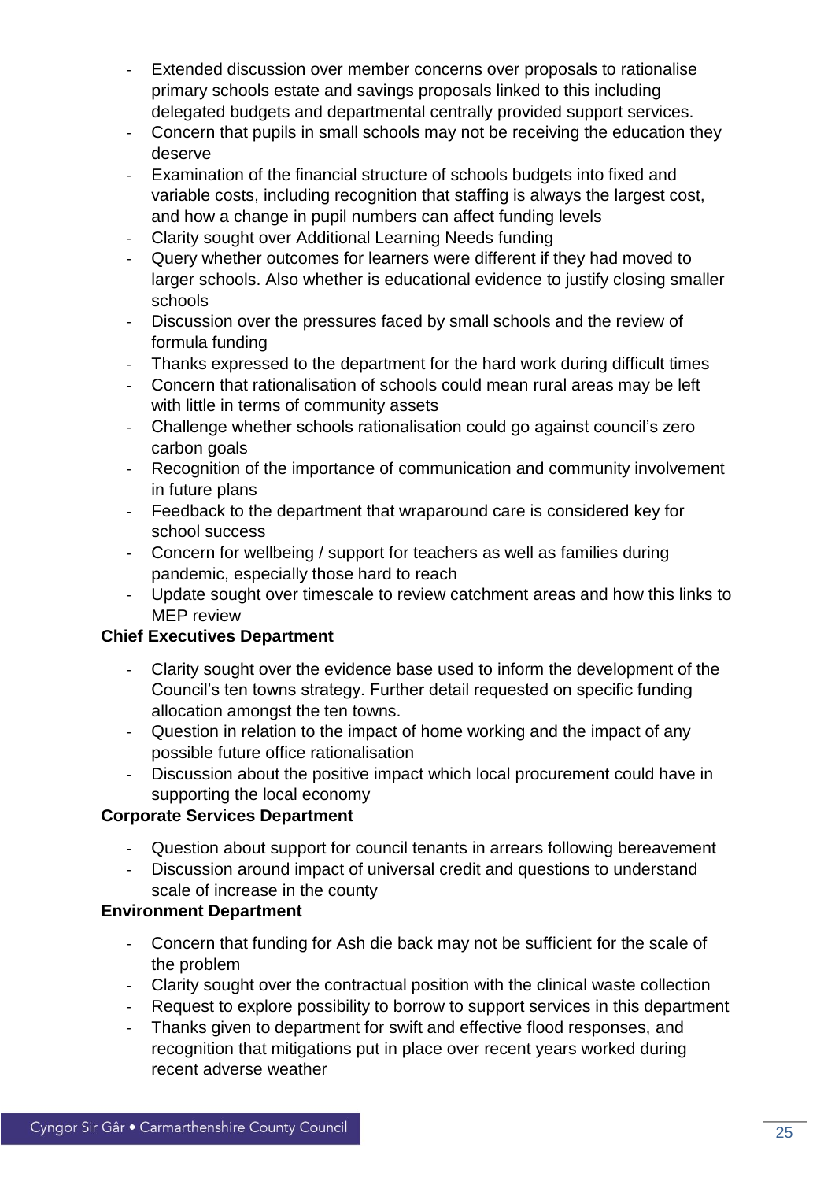- Extended discussion over member concerns over proposals to rationalise primary schools estate and savings proposals linked to this including delegated budgets and departmental centrally provided support services.
- Concern that pupils in small schools may not be receiving the education they deserve
- Examination of the financial structure of schools budgets into fixed and variable costs, including recognition that staffing is always the largest cost, and how a change in pupil numbers can affect funding levels
- Clarity sought over Additional Learning Needs funding
- Query whether outcomes for learners were different if they had moved to larger schools. Also whether is educational evidence to justify closing smaller schools
- Discussion over the pressures faced by small schools and the review of formula funding
- Thanks expressed to the department for the hard work during difficult times
- Concern that rationalisation of schools could mean rural areas may be left with little in terms of community assets
- Challenge whether schools rationalisation could go against council's zero carbon goals
- Recognition of the importance of communication and community involvement in future plans
- Feedback to the department that wraparound care is considered key for school success
- Concern for wellbeing / support for teachers as well as families during pandemic, especially those hard to reach
- Update sought over timescale to review catchment areas and how this links to MEP review

**Chief Executives Department**

- Clarity sought over the evidence base used to inform the development of the Council's ten towns strategy. Further detail requested on specific funding allocation amongst the ten towns.
- Question in relation to the impact of home working and the impact of any possible future office rationalisation
- Discussion about the positive impact which local procurement could have in supporting the local economy

**Corporate Services Department**

- Question about support for council tenants in arrears following bereavement
- Discussion around impact of universal credit and questions to understand scale of increase in the county

**Environment Department**

- Concern that funding for Ash die back may not be sufficient for the scale of the problem
- Clarity sought over the contractual position with the clinical waste collection
- Request to explore possibility to borrow to support services in this department
- Thanks given to department for swift and effective flood responses, and recognition that mitigations put in place over recent years worked during recent adverse weather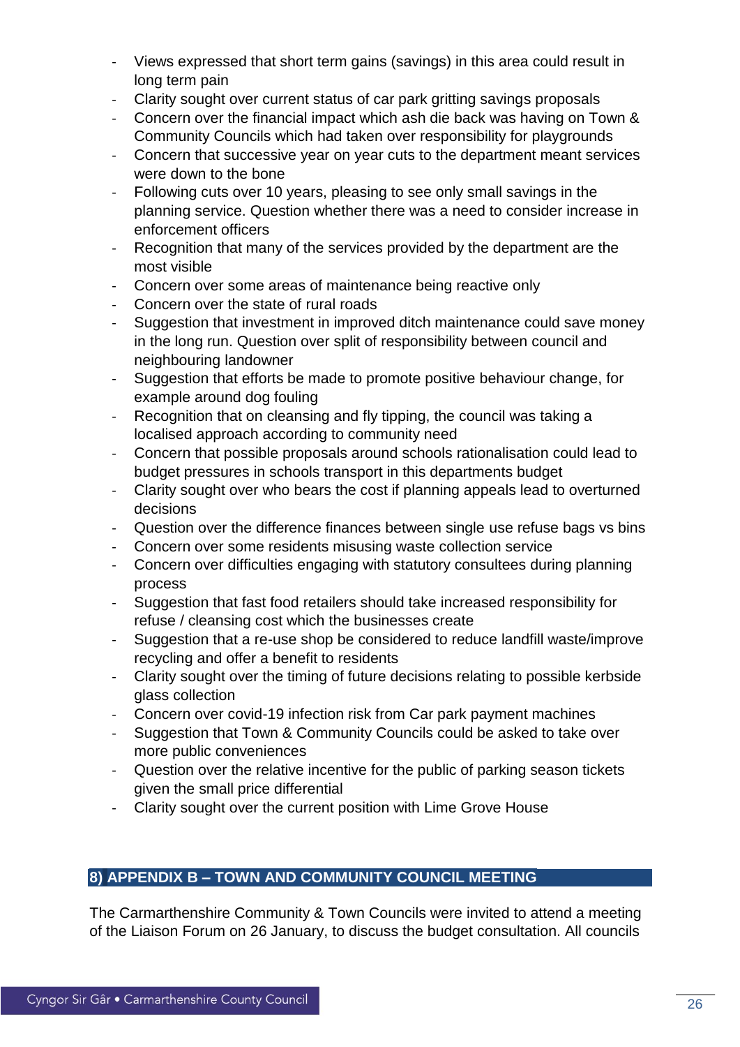- Views expressed that short term gains (savings) in this area could result in long term pain
- Clarity sought over current status of car park gritting savings proposals
- Concern over the financial impact which ash die back was having on Town & Community Councils which had taken over responsibility for playgrounds
- Concern that successive year on year cuts to the department meant services were down to the bone
- Following cuts over 10 years, pleasing to see only small savings in the planning service. Question whether there was a need to consider increase in enforcement officers
- Recognition that many of the services provided by the department are the most visible
- Concern over some areas of maintenance being reactive only
- Concern over the state of rural roads
- Suggestion that investment in improved ditch maintenance could save money in the long run. Question over split of responsibility between council and neighbouring landowner
- Suggestion that efforts be made to promote positive behaviour change, for example around dog fouling
- Recognition that on cleansing and fly tipping, the council was taking a localised approach according to community need
- Concern that possible proposals around schools rationalisation could lead to budget pressures in schools transport in this departments budget
- Clarity sought over who bears the cost if planning appeals lead to overturned decisions
- Question over the difference finances between single use refuse bags vs bins
- Concern over some residents misusing waste collection service
- Concern over difficulties engaging with statutory consultees during planning process
- Suggestion that fast food retailers should take increased responsibility for refuse / cleansing cost which the businesses create
- Suggestion that a re-use shop be considered to reduce landfill waste/improve recycling and offer a benefit to residents
- Clarity sought over the timing of future decisions relating to possible kerbside glass collection
- Concern over covid-19 infection risk from Car park payment machines
- Suggestion that Town & Community Councils could be asked to take over more public conveniences
- Question over the relative incentive for the public of parking season tickets given the small price differential
- Clarity sought over the current position with Lime Grove House

## 8) APPENDIX B – TOWN AND COMMUNITY COUNCIL MEETING

The Carmarthenshire Community & Town Councils were invited to attend a meeting of the Liaison Forum on 26 January, to discuss the budget consultation. All councils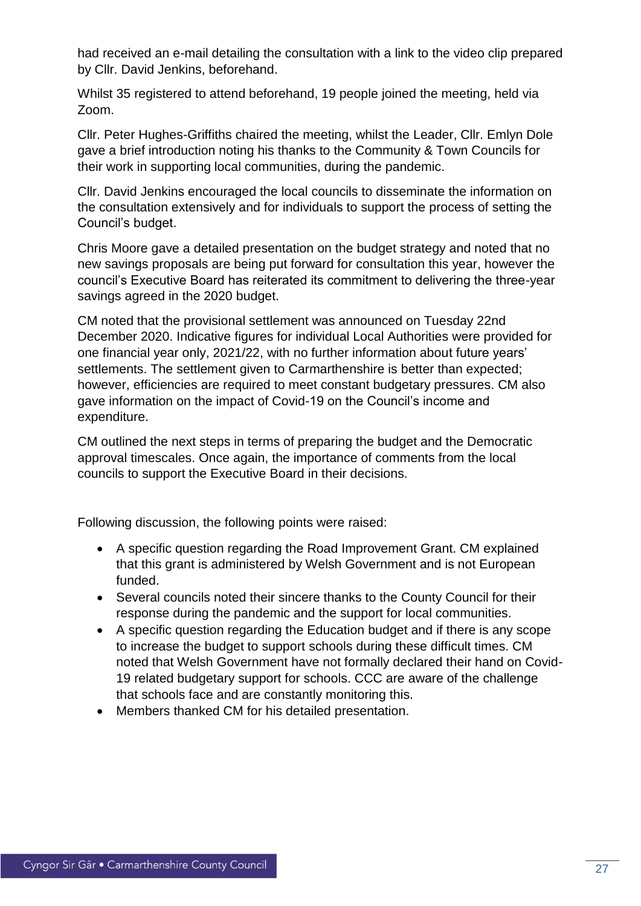had received an e-mail detailing the consultation with a link to the video clip prepared by Cllr. David Jenkins, beforehand.

Whilst 35 registered to attend beforehand, 19 people joined the meeting, held via Zoom.

Cllr. Peter Hughes-Griffiths chaired the meeting, whilst the Leader, Cllr. Emlyn Dole gave a brief introduction noting his thanks to the Community & Town Councils for their work in supporting local communities, during the pandemic.

Cllr. David Jenkins encouraged the local councils to disseminate the information on the consultation extensively and for individuals to support the process of setting the Council's budget.

Chris Moore gave a detailed presentation on the budget strategy and noted that no new savings proposals are being put forward for consultation this year, however the council's Executive Board has reiterated its commitment to delivering the three-year savings agreed in the 2020 budget.

CM noted that the provisional settlement was announced on Tuesday 22nd December 2020. Indicative figures for individual Local Authorities were provided for one financial year only, 2021/22, with no further information about future years' settlements. The settlement given to Carmarthenshire is better than expected; however, efficiencies are required to meet constant budgetary pressures. CM also gave information on the impact of Covid-19 on the Council's income and expenditure.

CM outlined the next steps in terms of preparing the budget and the Democratic approval timescales. Once again, the importance of comments from the local councils to support the Executive Board in their decisions.

Following discussion, the following points were raised:

- A specific question regarding the Road Improvement Grant. CM explained that this grant is administered by Welsh Government and is not European funded.
- Several councils noted their sincere thanks to the County Council for their response during the pandemic and the support for local communities.
- A specific question regarding the Education budget and if there is any scope to increase the budget to support schools during these difficult times. CM noted that Welsh Government have not formally declared their hand on Covid-19 related budgetary support for schools. CCC are aware of the challenge that schools face and are constantly monitoring this.
- Members thanked CM for his detailed presentation.